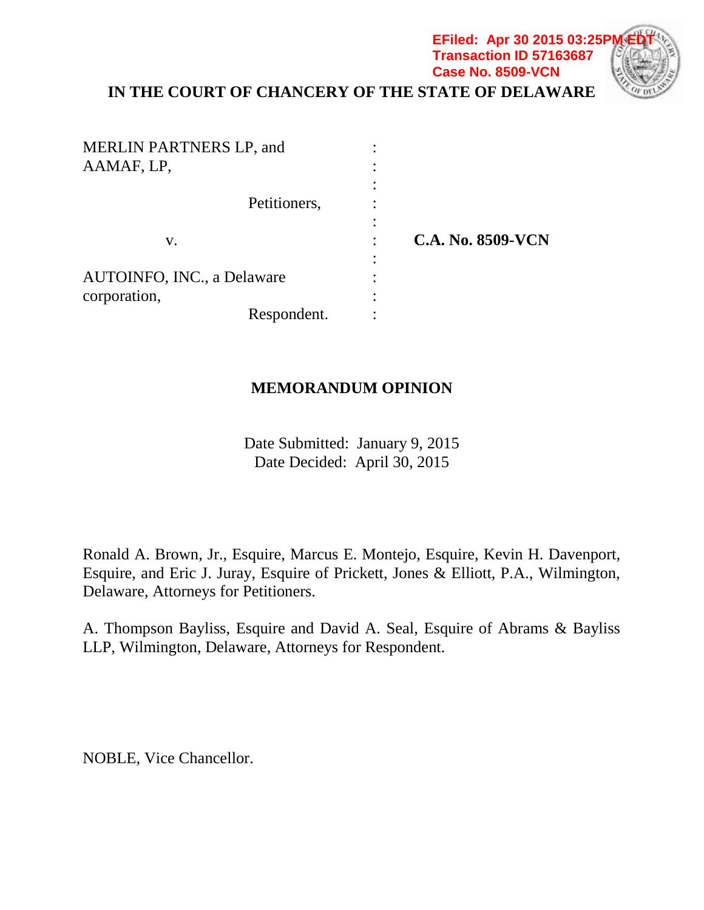EFiled: Apr 30 2015 03:25PM EDT
Transaction ID 57163687
Case No. 8509-VCN

**IN THE COURT OF CHANCERY OF THE STATE OF DELAWARE**

| | | |
|---|---|---|
| MERLIN PARTNERS LP, and AAMAF, LP, | : | |
| Petitioners, | : | |
| v. | : | **C.A. No. 8509-VCN** |
| AUTOINFO, INC., a Delaware corporation, | : | |
| Respondent. | : | |

**MEMORANDUM OPINION**

Date Submitted: January 9, 2015
Date Decided: April 30, 2015

Ronald A. Brown, Jr., Esquire, Marcus E. Montejo, Esquire, Kevin H. Davenport, Esquire, and Eric J. Juray, Esquire of Prickett, Jones & Elliott, P.A., Wilmington, Delaware, Attorneys for Petitioners.

A. Thompson Bayliss, Esquire and David A. Seal, Esquire of Abrams & Bayliss LLP, Wilmington, Delaware, Attorneys for Respondent.

NOBLE, Vice Chancellor.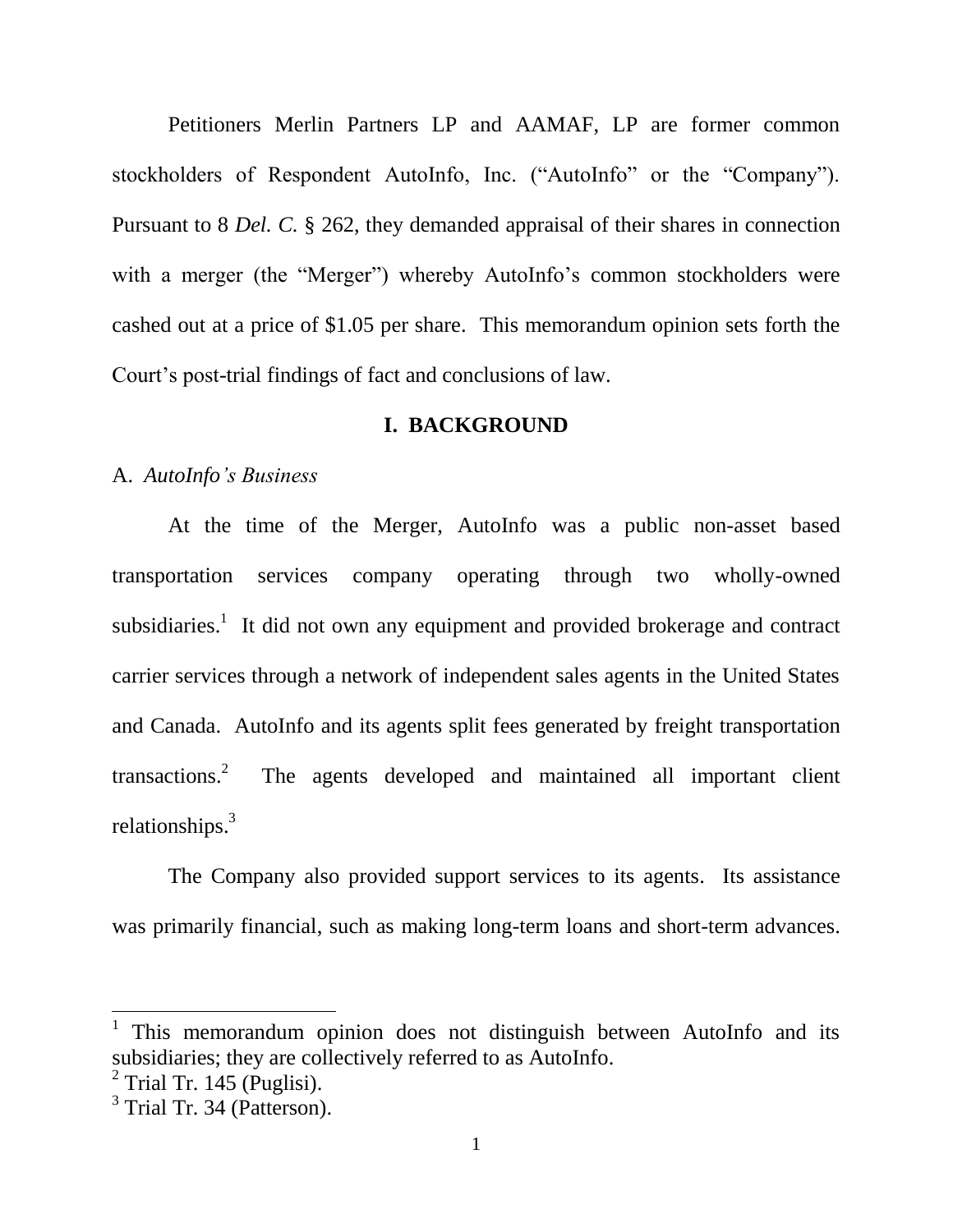Petitioners Merlin Partners LP and AAMAF, LP are former common stockholders of Respondent AutoInfo, Inc. ("AutoInfo" or the "Company"). Pursuant to 8 *Del. C.* § 262, they demanded appraisal of their shares in connection with a merger (the "Merger") whereby AutoInfo's common stockholders were cashed out at a price of $1.05 per share. This memorandum opinion sets forth the Court's post-trial findings of fact and conclusions of law.

## I. BACKGROUND

### A. *AutoInfo's Business*

At the time of the Merger, AutoInfo was a public non-asset based transportation services company operating through two wholly-owned subsidiaries.[1] It did not own any equipment and provided brokerage and contract carrier services through a network of independent sales agents in the United States and Canada. AutoInfo and its agents split fees generated by freight transportation transactions.[2] The agents developed and maintained all important client relationships.[3]

The Company also provided support services to its agents. Its assistance was primarily financial, such as making long-term loans and short-term advances.

---

[1] This memorandum opinion does not distinguish between AutoInfo and its subsidiaries; they are collectively referred to as AutoInfo.

[2] Trial Tr. 145 (Puglisi).

[3] Trial Tr. 34 (Patterson).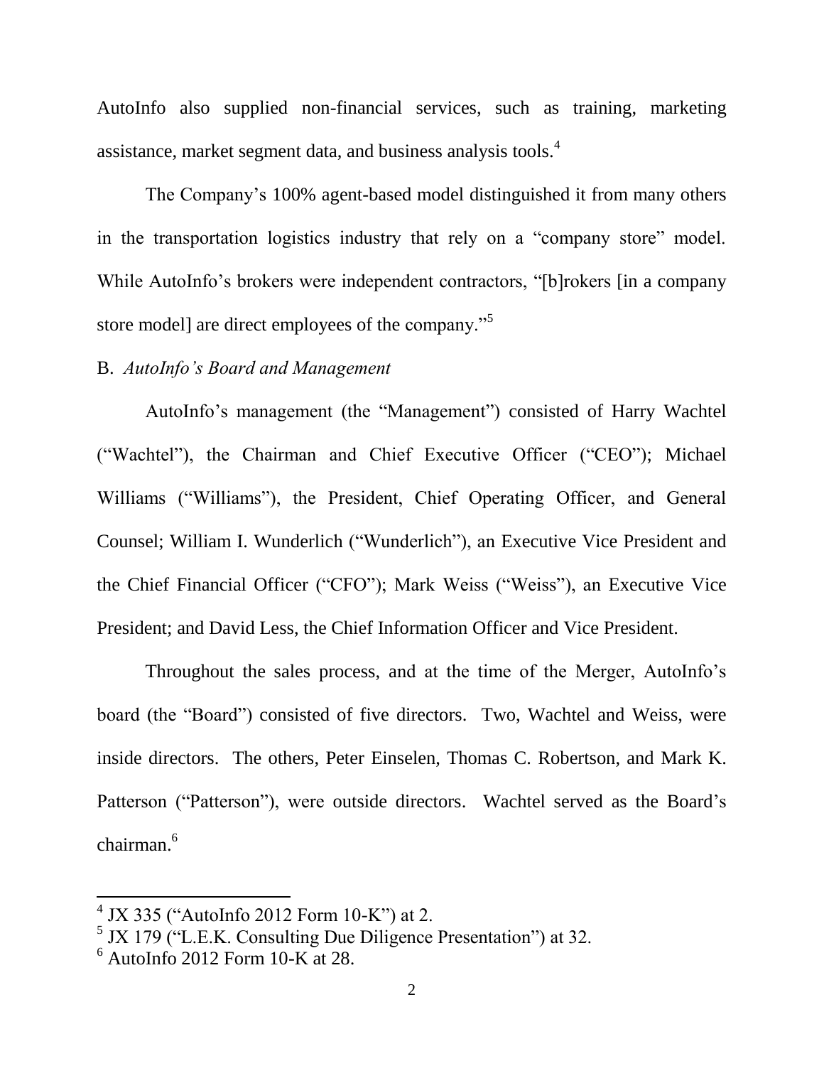AutoInfo also supplied non-financial services, such as training, marketing assistance, market segment data, and business analysis tools.[4]

The Company's 100% agent-based model distinguished it from many others in the transportation logistics industry that rely on a "company store" model. While AutoInfo's brokers were independent contractors, "[b]rokers [in a company store model] are direct employees of the company."[5]

B. *AutoInfo's Board and Management*

AutoInfo's management (the "Management") consisted of Harry Wachtel ("Wachtel"), the Chairman and Chief Executive Officer ("CEO"); Michael Williams ("Williams"), the President, Chief Operating Officer, and General Counsel; William I. Wunderlich ("Wunderlich"), an Executive Vice President and the Chief Financial Officer ("CFO"); Mark Weiss ("Weiss"), an Executive Vice President; and David Less, the Chief Information Officer and Vice President.

Throughout the sales process, and at the time of the Merger, AutoInfo's board (the "Board") consisted of five directors. Two, Wachtel and Weiss, were inside directors. The others, Peter Einselen, Thomas C. Robertson, and Mark K. Patterson ("Patterson"), were outside directors. Wachtel served as the Board's chairman.[6]

---

[4] JX 335 ("AutoInfo 2012 Form 10-K") at 2.

[5] JX 179 ("L.E.K. Consulting Due Diligence Presentation") at 32.

[6] AutoInfo 2012 Form 10-K at 28.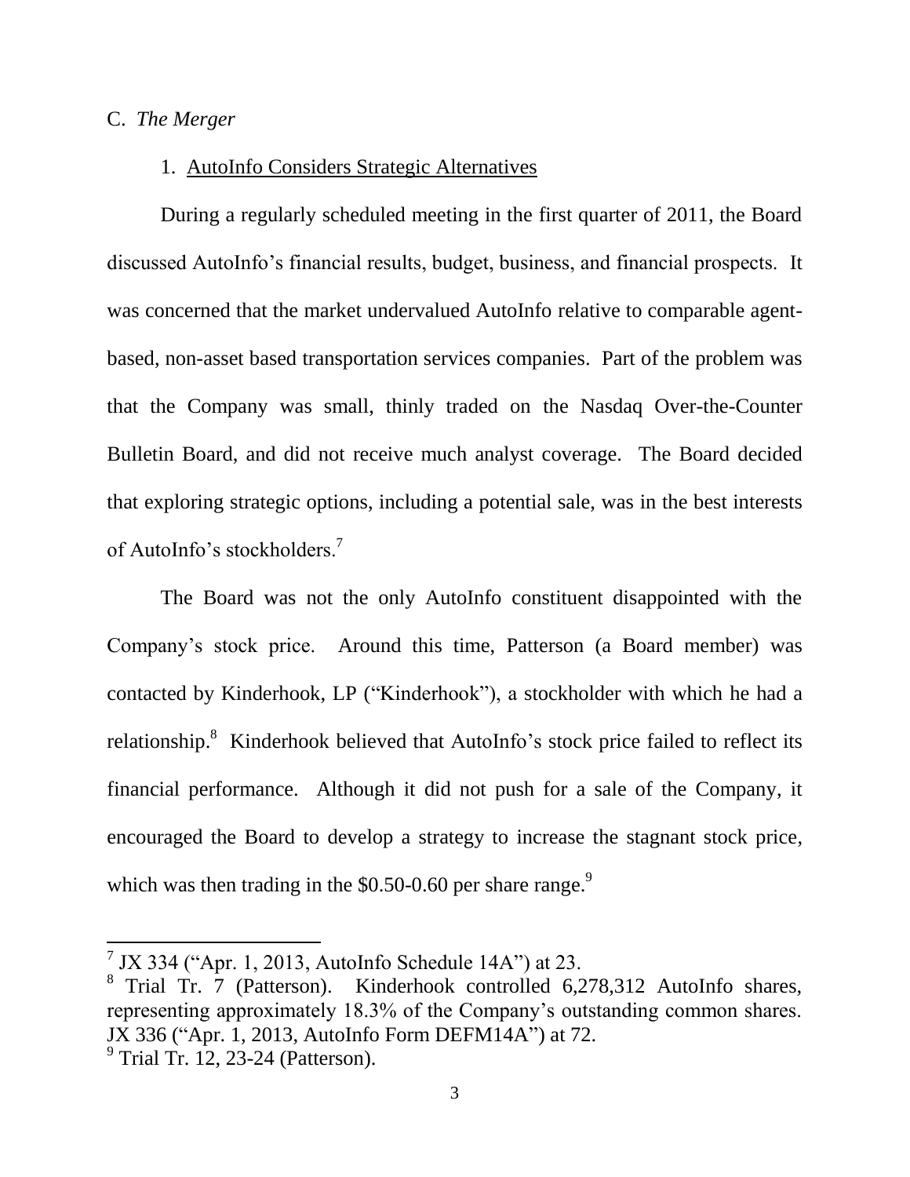C. *The Merger*

1. AutoInfo Considers Strategic Alternatives

During a regularly scheduled meeting in the first quarter of 2011, the Board discussed AutoInfo's financial results, budget, business, and financial prospects. It was concerned that the market undervalued AutoInfo relative to comparable agent-based, non-asset based transportation services companies. Part of the problem was that the Company was small, thinly traded on the Nasdaq Over-the-Counter Bulletin Board, and did not receive much analyst coverage. The Board decided that exploring strategic options, including a potential sale, was in the best interests of AutoInfo's stockholders.[7]

The Board was not the only AutoInfo constituent disappointed with the Company's stock price. Around this time, Patterson (a Board member) was contacted by Kinderhook, LP ("Kinderhook"), a stockholder with which he had a relationship.[8] Kinderhook believed that AutoInfo's stock price failed to reflect its financial performance. Although it did not push for a sale of the Company, it encouraged the Board to develop a strategy to increase the stagnant stock price, which was then trading in the $0.50-0.60 per share range.[9]

---

[7] JX 334 ("Apr. 1, 2013, AutoInfo Schedule 14A") at 23.

[8] Trial Tr. 7 (Patterson). Kinderhook controlled 6,278,312 AutoInfo shares, representing approximately 18.3% of the Company's outstanding common shares. JX 336 ("Apr. 1, 2013, AutoInfo Form DEFM14A") at 72.

[9] Trial Tr. 12, 23-24 (Patterson).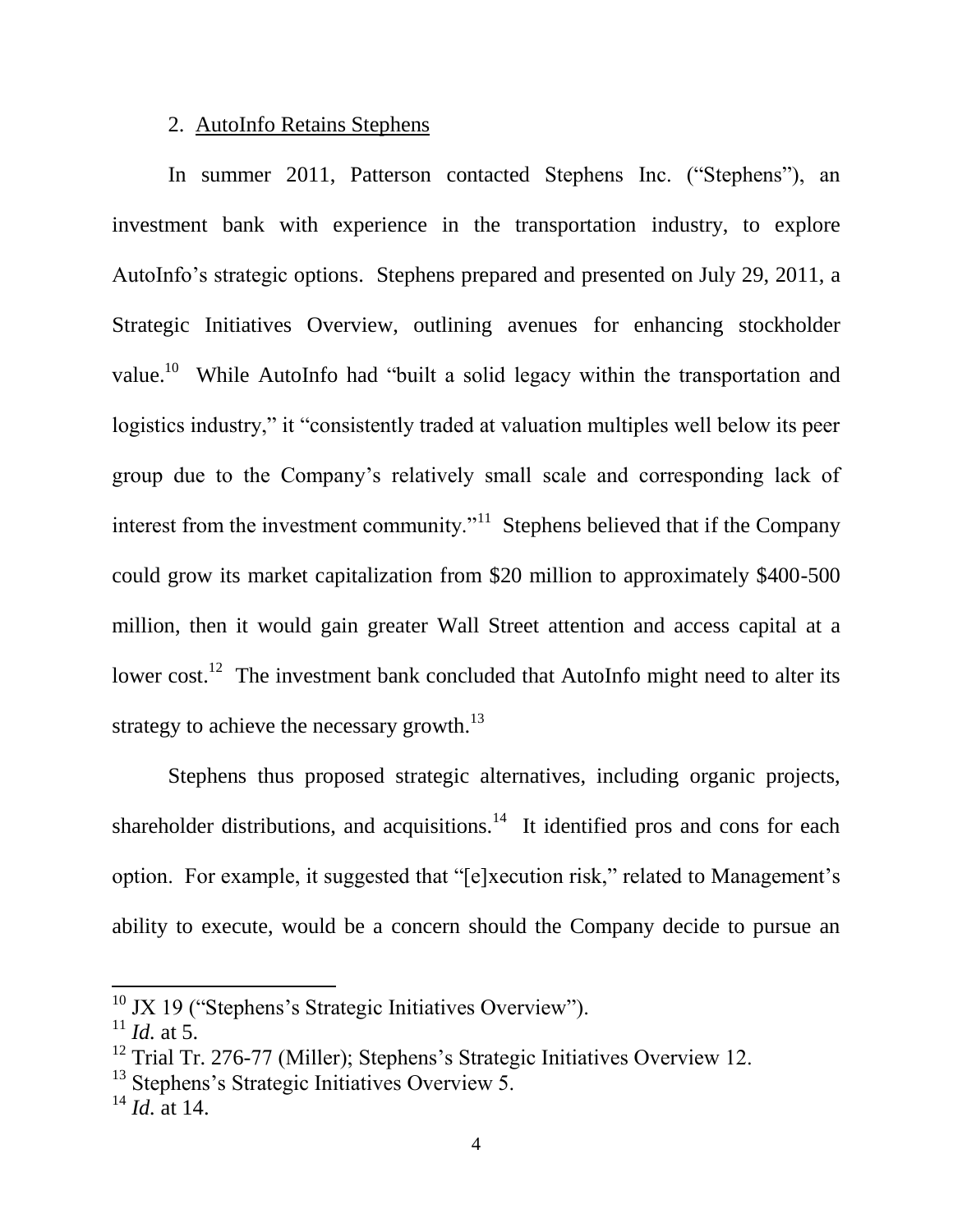### 2. AutoInfo Retains Stephens

In summer 2011, Patterson contacted Stephens Inc. ("Stephens"), an investment bank with experience in the transportation industry, to explore AutoInfo's strategic options. Stephens prepared and presented on July 29, 2011, a Strategic Initiatives Overview, outlining avenues for enhancing stockholder value.[10] While AutoInfo had "built a solid legacy within the transportation and logistics industry," it "consistently traded at valuation multiples well below its peer group due to the Company's relatively small scale and corresponding lack of interest from the investment community."[11] Stephens believed that if the Company could grow its market capitalization from $20 million to approximately $400-500 million, then it would gain greater Wall Street attention and access capital at a lower cost.[12] The investment bank concluded that AutoInfo might need to alter its strategy to achieve the necessary growth.[13]

Stephens thus proposed strategic alternatives, including organic projects, shareholder distributions, and acquisitions.[14] It identified pros and cons for each option. For example, it suggested that "[e]xecution risk," related to Management's ability to execute, would be a concern should the Company decide to pursue an

---

[10] JX 19 ("Stephens's Strategic Initiatives Overview").

[11] *Id.* at 5.

[12] Trial Tr. 276-77 (Miller); Stephens's Strategic Initiatives Overview 12.

[13] Stephens's Strategic Initiatives Overview 5.

[14] *Id.* at 14.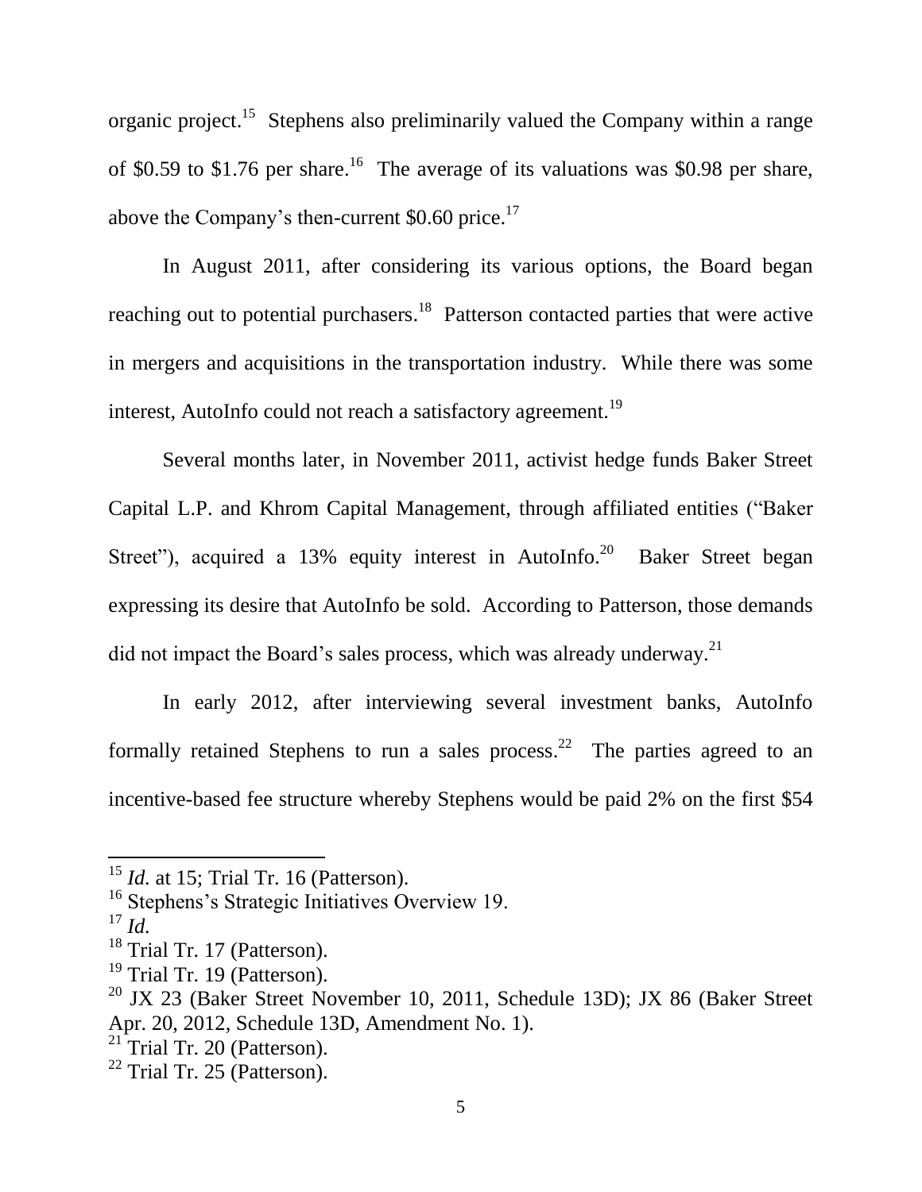organic project.[15] Stephens also preliminarily valued the Company within a range of $0.59 to $1.76 per share.[16] The average of its valuations was $0.98 per share, above the Company's then-current $0.60 price.[17]

In August 2011, after considering its various options, the Board began reaching out to potential purchasers.[18] Patterson contacted parties that were active in mergers and acquisitions in the transportation industry. While there was some interest, AutoInfo could not reach a satisfactory agreement.[19]

Several months later, in November 2011, activist hedge funds Baker Street Capital L.P. and Khrom Capital Management, through affiliated entities ("Baker Street"), acquired a 13% equity interest in AutoInfo.[20] Baker Street began expressing its desire that AutoInfo be sold. According to Patterson, those demands did not impact the Board's sales process, which was already underway.[21]

In early 2012, after interviewing several investment banks, AutoInfo formally retained Stephens to run a sales process.[22] The parties agreed to an incentive-based fee structure whereby Stephens would be paid 2% on the first $54

---

[15] *Id.* at 15; Trial Tr. 16 (Patterson).

[16] Stephens's Strategic Initiatives Overview 19.

[17] *Id.*

[18] Trial Tr. 17 (Patterson).

[19] Trial Tr. 19 (Patterson).

[20] JX 23 (Baker Street November 10, 2011, Schedule 13D); JX 86 (Baker Street Apr. 20, 2012, Schedule 13D, Amendment No. 1).

[21] Trial Tr. 20 (Patterson).

[22] Trial Tr. 25 (Patterson).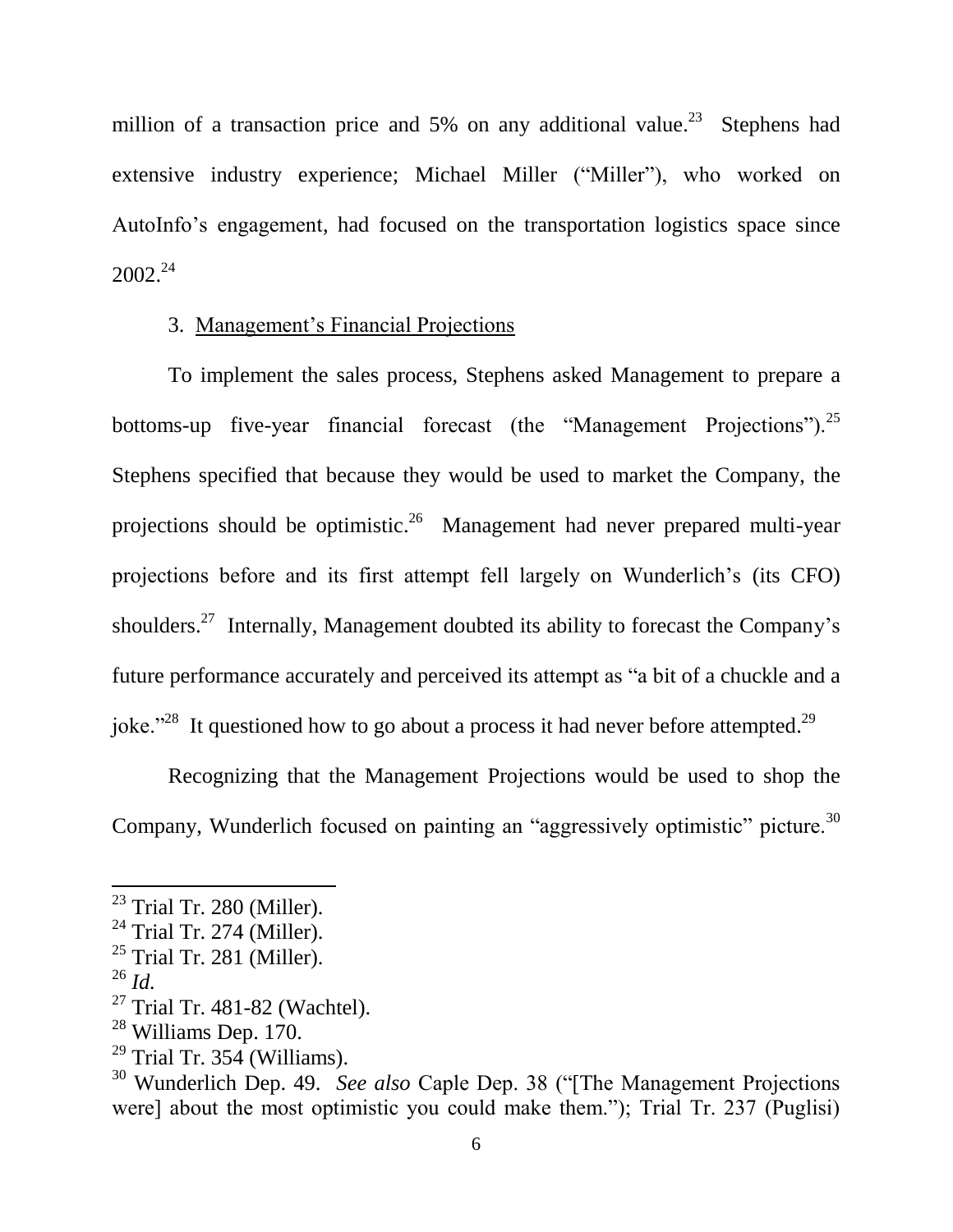million of a transaction price and 5% on any additional value.[23] Stephens had extensive industry experience; Michael Miller ("Miller"), who worked on AutoInfo's engagement, had focused on the transportation logistics space since 2002.[24]

3. Management's Financial Projections

To implement the sales process, Stephens asked Management to prepare a bottoms-up five-year financial forecast (the "Management Projections").[25] Stephens specified that because they would be used to market the Company, the projections should be optimistic.[26] Management had never prepared multi-year projections before and its first attempt fell largely on Wunderlich's (its CFO) shoulders.[27] Internally, Management doubted its ability to forecast the Company's future performance accurately and perceived its attempt as "a bit of a chuckle and a joke."[28] It questioned how to go about a process it had never before attempted.[29]

Recognizing that the Management Projections would be used to shop the Company, Wunderlich focused on painting an "aggressively optimistic" picture.[30]

---

[23] Trial Tr. 280 (Miller).

[24] Trial Tr. 274 (Miller).

[25] Trial Tr. 281 (Miller).

[26] *Id.*

[27] Trial Tr. 481-82 (Wachtel).

[28] Williams Dep. 170.

[29] Trial Tr. 354 (Williams).

[30] Wunderlich Dep. 49. *See also* Caple Dep. 38 ("[The Management Projections were] about the most optimistic you could make them."); Trial Tr. 237 (Puglisi)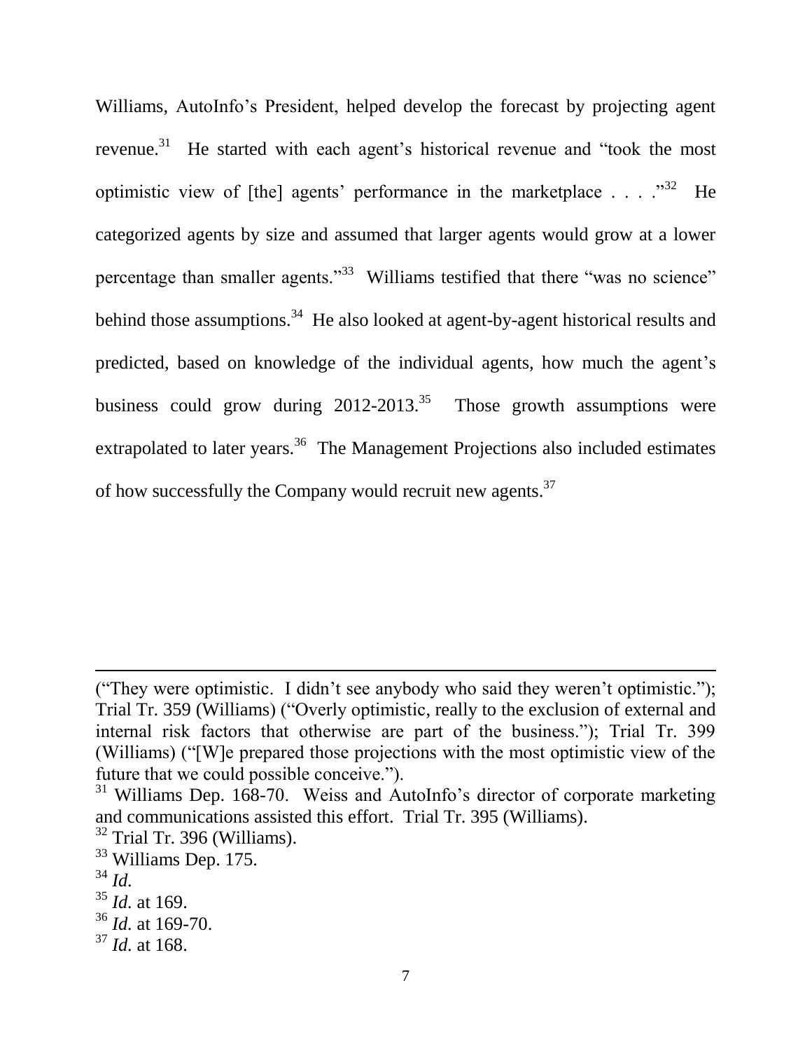Williams, AutoInfo's President, helped develop the forecast by projecting agent revenue.[31] He started with each agent's historical revenue and "took the most optimistic view of [the] agents' performance in the marketplace . . . ."[32] He categorized agents by size and assumed that larger agents would grow at a lower percentage than smaller agents."[33] Williams testified that there "was no science" behind those assumptions.[34] He also looked at agent-by-agent historical results and predicted, based on knowledge of the individual agents, how much the agent's business could grow during 2012-2013.[35] Those growth assumptions were extrapolated to later years.[36] The Management Projections also included estimates of how successfully the Company would recruit new agents.[37]

---

("They were optimistic. I didn't see anybody who said they weren't optimistic."); Trial Tr. 359 (Williams) ("Overly optimistic, really to the exclusion of external and internal risk factors that otherwise are part of the business."); Trial Tr. 399 (Williams) ("[W]e prepared those projections with the most optimistic view of the future that we could possible conceive.").

[31] Williams Dep. 168-70. Weiss and AutoInfo's director of corporate marketing and communications assisted this effort. Trial Tr. 395 (Williams).

[32] Trial Tr. 396 (Williams).

[33] Williams Dep. 175.

[34] *Id.*

[35] *Id.* at 169.

[36] *Id.* at 169-70.

[37] *Id.* at 168.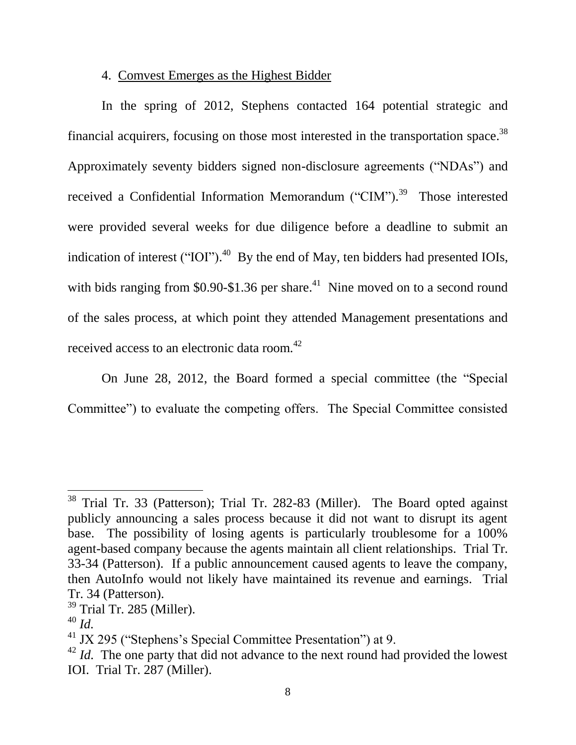### 4. Comvest Emerges as the Highest Bidder

In the spring of 2012, Stephens contacted 164 potential strategic and financial acquirers, focusing on those most interested in the transportation space.[38] Approximately seventy bidders signed non-disclosure agreements ("NDAs") and received a Confidential Information Memorandum ("CIM").[39] Those interested were provided several weeks for due diligence before a deadline to submit an indication of interest ("IOI").[40] By the end of May, ten bidders had presented IOIs, with bids ranging from $0.90-$1.36 per share.[41] Nine moved on to a second round of the sales process, at which point they attended Management presentations and received access to an electronic data room.[42]

On June 28, 2012, the Board formed a special committee (the "Special Committee") to evaluate the competing offers. The Special Committee consisted

---

[38] Trial Tr. 33 (Patterson); Trial Tr. 282-83 (Miller). The Board opted against publicly announcing a sales process because it did not want to disrupt its agent base. The possibility of losing agents is particularly troublesome for a 100% agent-based company because the agents maintain all client relationships. Trial Tr. 33-34 (Patterson). If a public announcement caused agents to leave the company, then AutoInfo would not likely have maintained its revenue and earnings. Trial Tr. 34 (Patterson).

[39] Trial Tr. 285 (Miller).

[40] *Id.*

[41] JX 295 ("Stephens's Special Committee Presentation") at 9.

[42] *Id.* The one party that did not advance to the next round had provided the lowest IOI. Trial Tr. 287 (Miller).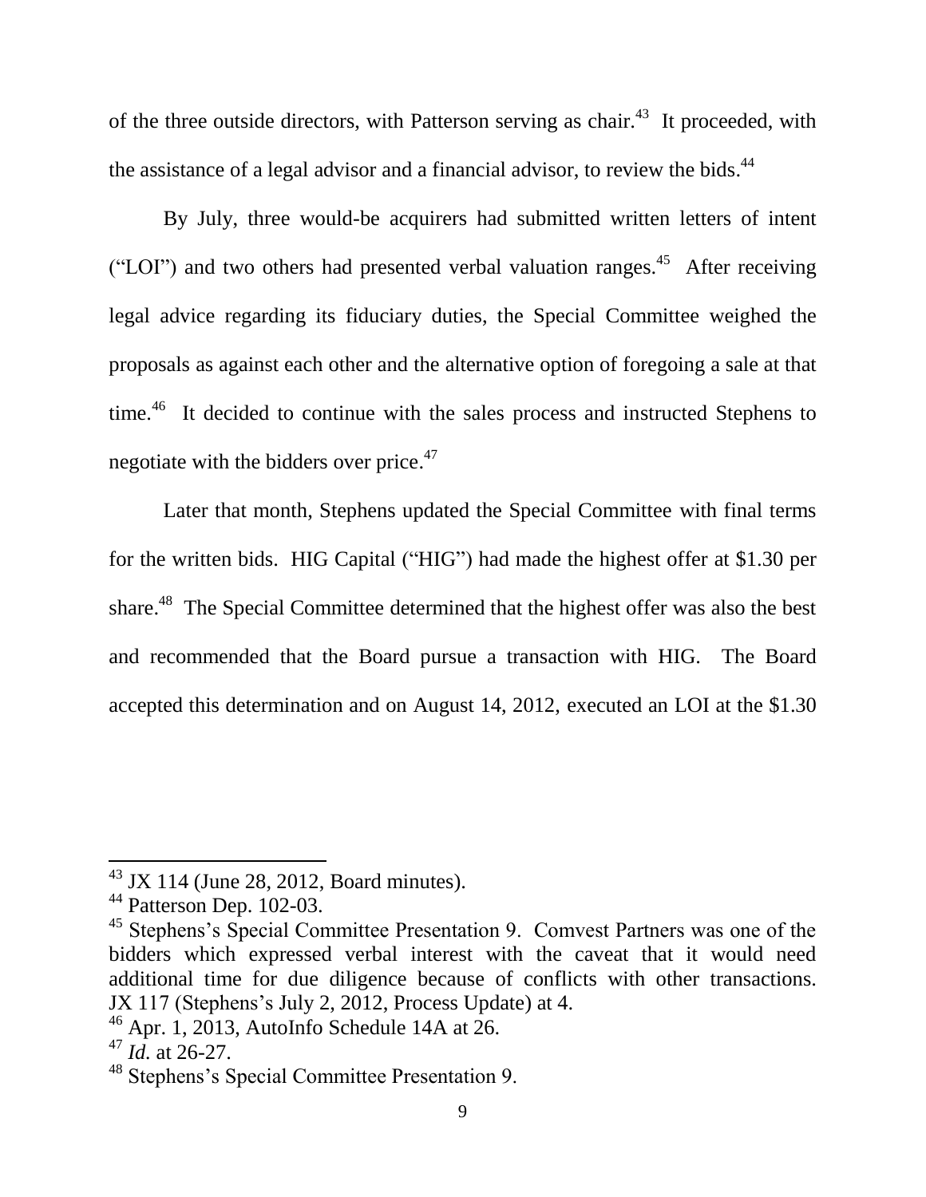of the three outside directors, with Patterson serving as chair.[43] It proceeded, with the assistance of a legal advisor and a financial advisor, to review the bids.[44]

By July, three would-be acquirers had submitted written letters of intent ("LOI") and two others had presented verbal valuation ranges.[45] After receiving legal advice regarding its fiduciary duties, the Special Committee weighed the proposals as against each other and the alternative option of foregoing a sale at that time.[46] It decided to continue with the sales process and instructed Stephens to negotiate with the bidders over price.[47]

Later that month, Stephens updated the Special Committee with final terms for the written bids. HIG Capital ("HIG") had made the highest offer at $1.30 per share.[48] The Special Committee determined that the highest offer was also the best and recommended that the Board pursue a transaction with HIG. The Board accepted this determination and on August 14, 2012, executed an LOI at the $1.30

---

[43] JX 114 (June 28, 2012, Board minutes).

[44] Patterson Dep. 102-03.

[45] Stephens's Special Committee Presentation 9. Comvest Partners was one of the bidders which expressed verbal interest with the caveat that it would need additional time for due diligence because of conflicts with other transactions. JX 117 (Stephens's July 2, 2012, Process Update) at 4.

[46] Apr. 1, 2013, AutoInfo Schedule 14A at 26.

[47] *Id.* at 26-27.

[48] Stephens's Special Committee Presentation 9.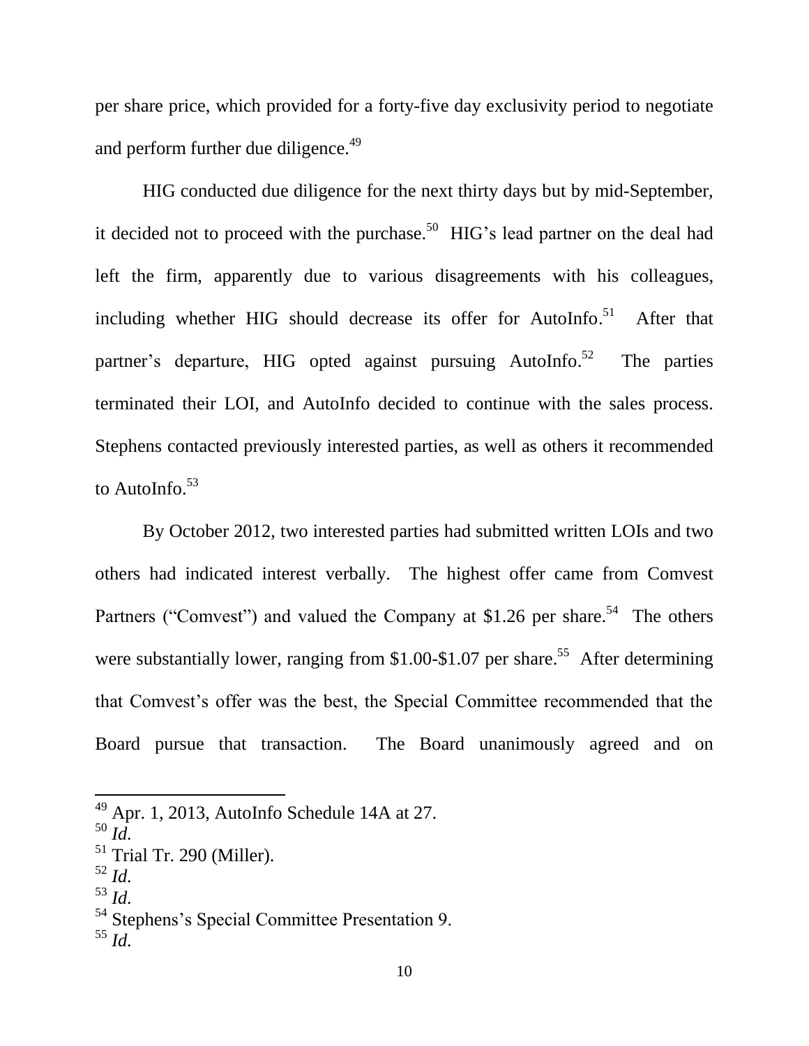per share price, which provided for a forty-five day exclusivity period to negotiate and perform further due diligence.[49]

HIG conducted due diligence for the next thirty days but by mid-September, it decided not to proceed with the purchase.[50] HIG's lead partner on the deal had left the firm, apparently due to various disagreements with his colleagues, including whether HIG should decrease its offer for AutoInfo.[51] After that partner's departure, HIG opted against pursuing AutoInfo.[52] The parties terminated their LOI, and AutoInfo decided to continue with the sales process. Stephens contacted previously interested parties, as well as others it recommended to AutoInfo.[53]

By October 2012, two interested parties had submitted written LOIs and two others had indicated interest verbally. The highest offer came from Comvest Partners ("Comvest") and valued the Company at $1.26 per share.[54] The others were substantially lower, ranging from $1.00-$1.07 per share.[55] After determining that Comvest's offer was the best, the Special Committee recommended that the Board pursue that transaction. The Board unanimously agreed and on

---

[49] Apr. 1, 2013, AutoInfo Schedule 14A at 27.

[50] *Id.*

[51] Trial Tr. 290 (Miller).

[52] *Id.*

[53] *Id.*

[54] Stephens's Special Committee Presentation 9.

[55] *Id.*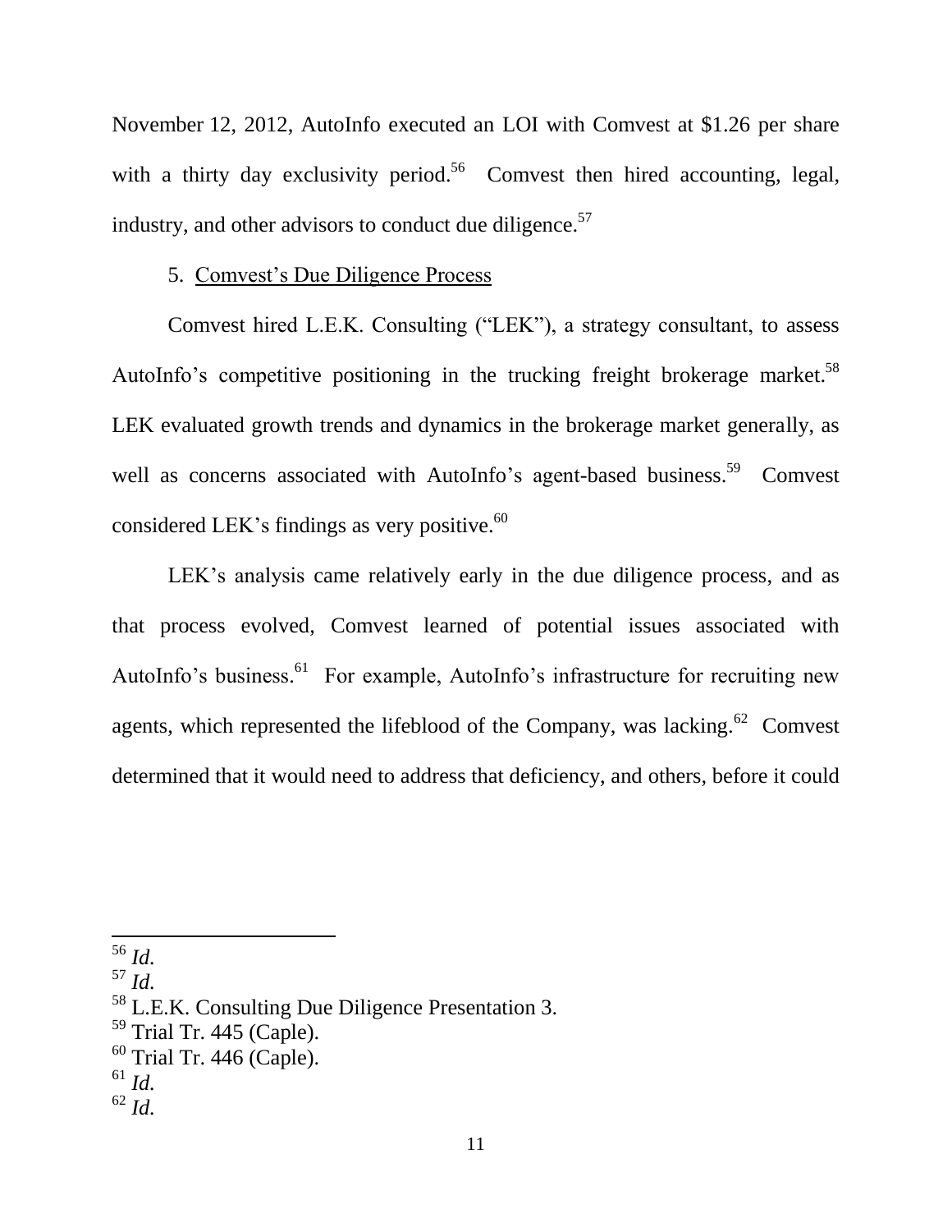November 12, 2012, AutoInfo executed an LOI with Comvest at $1.26 per share with a thirty day exclusivity period.[56] Comvest then hired accounting, legal, industry, and other advisors to conduct due diligence.[57]

5. Comvest's Due Diligence Process

Comvest hired L.E.K. Consulting ("LEK"), a strategy consultant, to assess AutoInfo's competitive positioning in the trucking freight brokerage market.[58] LEK evaluated growth trends and dynamics in the brokerage market generally, as well as concerns associated with AutoInfo's agent-based business.[59] Comvest considered LEK's findings as very positive.[60]

LEK's analysis came relatively early in the due diligence process, and as that process evolved, Comvest learned of potential issues associated with AutoInfo's business.[61] For example, AutoInfo's infrastructure for recruiting new agents, which represented the lifeblood of the Company, was lacking.[62] Comvest determined that it would need to address that deficiency, and others, before it could

---

[56] *Id.*

[57] *Id.*

[58] L.E.K. Consulting Due Diligence Presentation 3.

[59] Trial Tr. 445 (Caple).

[60] Trial Tr. 446 (Caple).

[61] *Id.*

[62] *Id.*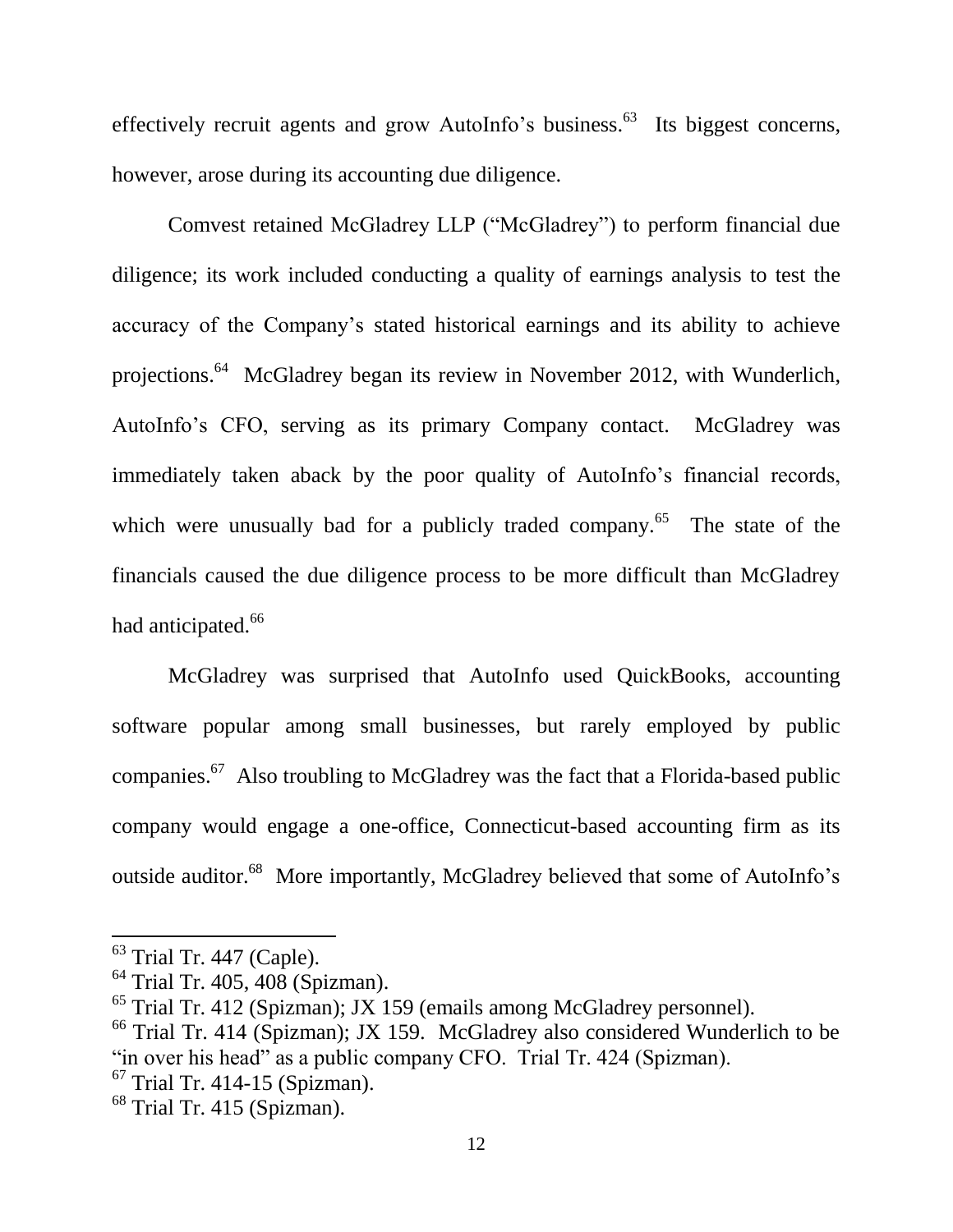effectively recruit agents and grow AutoInfo's business.[63] Its biggest concerns, however, arose during its accounting due diligence.

Comvest retained McGladrey LLP ("McGladrey") to perform financial due diligence; its work included conducting a quality of earnings analysis to test the accuracy of the Company's stated historical earnings and its ability to achieve projections.[64] McGladrey began its review in November 2012, with Wunderlich, AutoInfo's CFO, serving as its primary Company contact. McGladrey was immediately taken aback by the poor quality of AutoInfo's financial records, which were unusually bad for a publicly traded company.[65] The state of the financials caused the due diligence process to be more difficult than McGladrey had anticipated.[66]

McGladrey was surprised that AutoInfo used QuickBooks, accounting software popular among small businesses, but rarely employed by public companies.[67] Also troubling to McGladrey was the fact that a Florida-based public company would engage a one-office, Connecticut-based accounting firm as its outside auditor.[68] More importantly, McGladrey believed that some of AutoInfo's

---

[63] Trial Tr. 447 (Caple).

[64] Trial Tr. 405, 408 (Spizman).

[65] Trial Tr. 412 (Spizman); JX 159 (emails among McGladrey personnel).

[66] Trial Tr. 414 (Spizman); JX 159. McGladrey also considered Wunderlich to be "in over his head" as a public company CFO. Trial Tr. 424 (Spizman).

[67] Trial Tr. 414-15 (Spizman).

[68] Trial Tr. 415 (Spizman).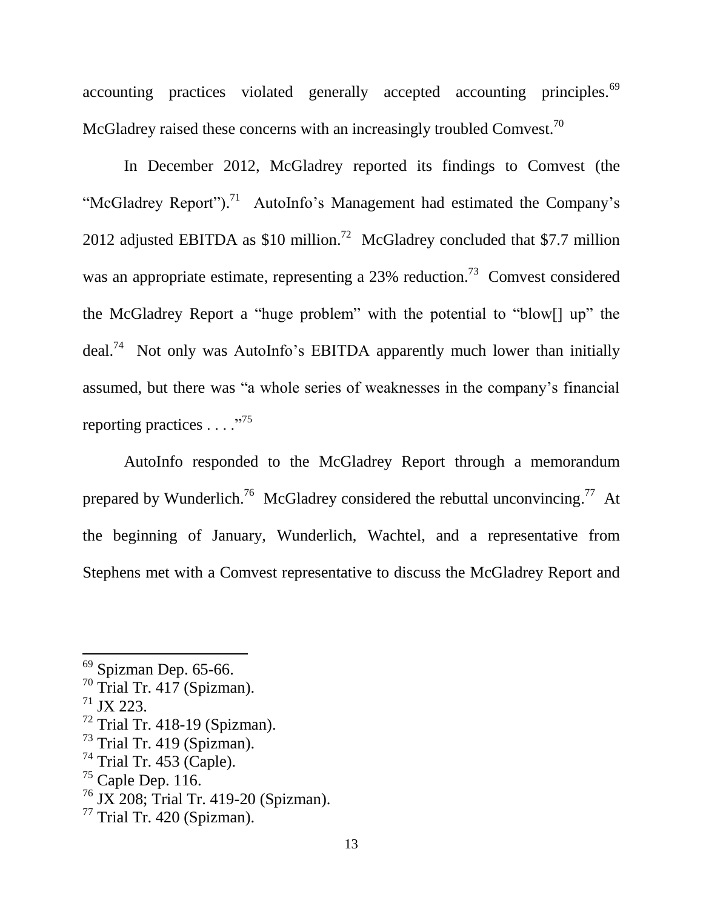accounting practices violated generally accepted accounting principles.[69] McGladrey raised these concerns with an increasingly troubled Comvest.[70]

In December 2012, McGladrey reported its findings to Comvest (the "McGladrey Report").[71] AutoInfo's Management had estimated the Company's 2012 adjusted EBITDA as $10 million.[72] McGladrey concluded that $7.7 million was an appropriate estimate, representing a 23% reduction.[73] Comvest considered the McGladrey Report a "huge problem" with the potential to "blow[] up" the deal.[74] Not only was AutoInfo's EBITDA apparently much lower than initially assumed, but there was "a whole series of weaknesses in the company's financial reporting practices . . . ."[75]

AutoInfo responded to the McGladrey Report through a memorandum prepared by Wunderlich.[76] McGladrey considered the rebuttal unconvincing.[77] At the beginning of January, Wunderlich, Wachtel, and a representative from Stephens met with a Comvest representative to discuss the McGladrey Report and

---

[69] Spizman Dep. 65-66.
[70] Trial Tr. 417 (Spizman).
[71] JX 223.
[72] Trial Tr. 418-19 (Spizman).
[73] Trial Tr. 419 (Spizman).
[74] Trial Tr. 453 (Caple).
[75] Caple Dep. 116.
[76] JX 208; Trial Tr. 419-20 (Spizman).
[77] Trial Tr. 420 (Spizman).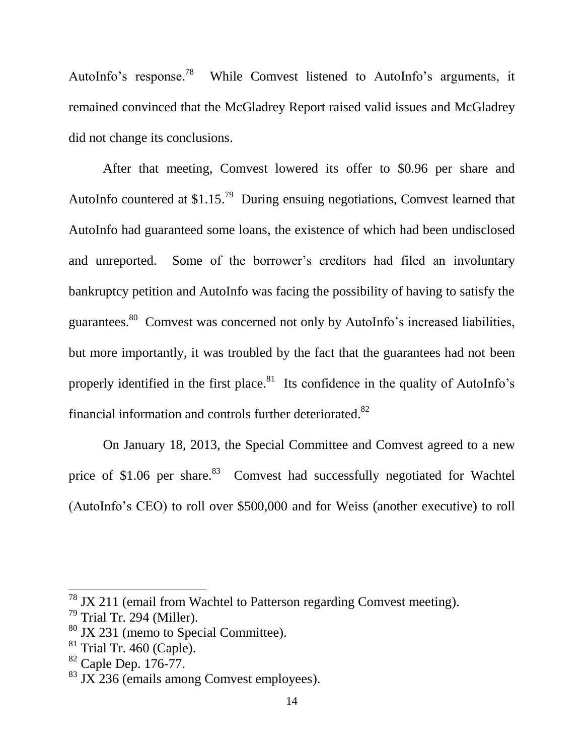AutoInfo's response.[78] While Comvest listened to AutoInfo's arguments, it remained convinced that the McGladrey Report raised valid issues and McGladrey did not change its conclusions.

After that meeting, Comvest lowered its offer to $0.96 per share and AutoInfo countered at $1.15.[79] During ensuing negotiations, Comvest learned that AutoInfo had guaranteed some loans, the existence of which had been undisclosed and unreported. Some of the borrower's creditors had filed an involuntary bankruptcy petition and AutoInfo was facing the possibility of having to satisfy the guarantees.[80] Comvest was concerned not only by AutoInfo's increased liabilities, but more importantly, it was troubled by the fact that the guarantees had not been properly identified in the first place.[81] Its confidence in the quality of AutoInfo's financial information and controls further deteriorated.[82]

On January 18, 2013, the Special Committee and Comvest agreed to a new price of $1.06 per share.[83] Comvest had successfully negotiated for Wachtel (AutoInfo's CEO) to roll over $500,000 and for Weiss (another executive) to roll

---

[78] JX 211 (email from Wachtel to Patterson regarding Comvest meeting).

[79] Trial Tr. 294 (Miller).

[80] JX 231 (memo to Special Committee).

[81] Trial Tr. 460 (Caple).

[82] Caple Dep. 176-77.

[83] JX 236 (emails among Comvest employees).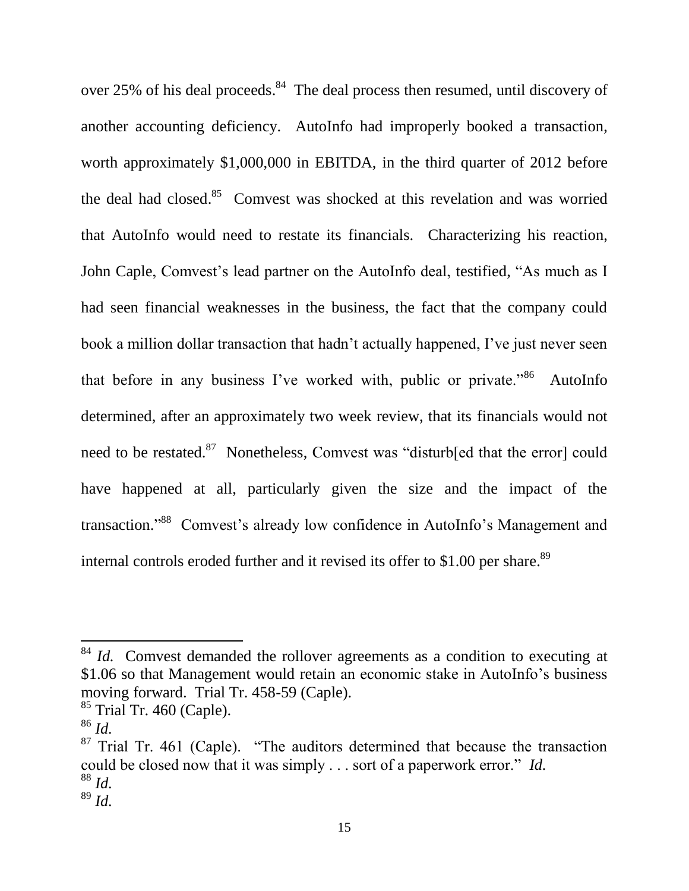over 25% of his deal proceeds.[84] The deal process then resumed, until discovery of another accounting deficiency. AutoInfo had improperly booked a transaction, worth approximately $1,000,000 in EBITDA, in the third quarter of 2012 before the deal had closed.[85] Comvest was shocked at this revelation and was worried that AutoInfo would need to restate its financials. Characterizing his reaction, John Caple, Comvest's lead partner on the AutoInfo deal, testified, "As much as I had seen financial weaknesses in the business, the fact that the company could book a million dollar transaction that hadn't actually happened, I've just never seen that before in any business I've worked with, public or private."[86] AutoInfo determined, after an approximately two week review, that its financials would not need to be restated.[87] Nonetheless, Comvest was "disturb[ed that the error] could have happened at all, particularly given the size and the impact of the transaction."[88] Comvest's already low confidence in AutoInfo's Management and internal controls eroded further and it revised its offer to $1.00 per share.[89]

---

[84] *Id.* Comvest demanded the rollover agreements as a condition to executing at $1.06 so that Management would retain an economic stake in AutoInfo's business moving forward. Trial Tr. 458-59 (Caple).

[85] Trial Tr. 460 (Caple).

[86] *Id.*

[87] Trial Tr. 461 (Caple). "The auditors determined that because the transaction could be closed now that it was simply . . . sort of a paperwork error." *Id.*

[88] *Id.*

[89] *Id.*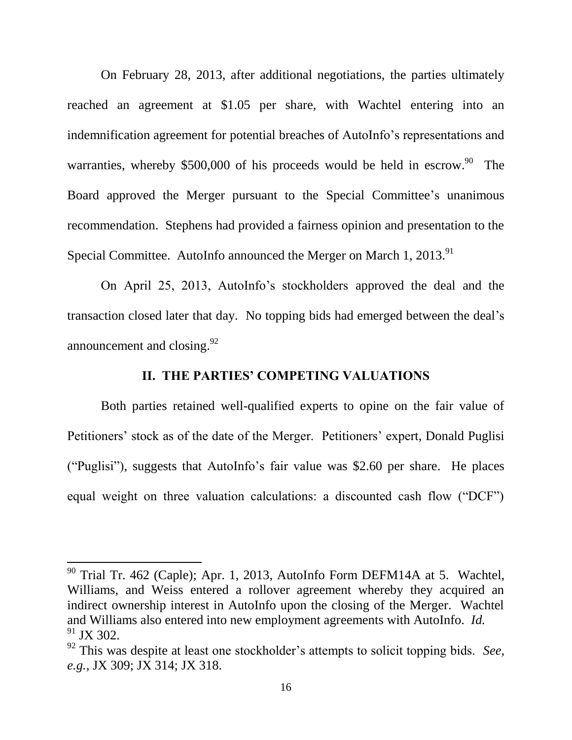On February 28, 2013, after additional negotiations, the parties ultimately reached an agreement at $1.05 per share, with Wachtel entering into an indemnification agreement for potential breaches of AutoInfo's representations and warranties, whereby $500,000 of his proceeds would be held in escrow.[90] The Board approved the Merger pursuant to the Special Committee's unanimous recommendation. Stephens had provided a fairness opinion and presentation to the Special Committee. AutoInfo announced the Merger on March 1, 2013.[91]

On April 25, 2013, AutoInfo's stockholders approved the deal and the transaction closed later that day. No topping bids had emerged between the deal's announcement and closing.[92]

## II. THE PARTIES' COMPETING VALUATIONS

Both parties retained well-qualified experts to opine on the fair value of Petitioners' stock as of the date of the Merger. Petitioners' expert, Donald Puglisi ("Puglisi"), suggests that AutoInfo's fair value was $2.60 per share. He places equal weight on three valuation calculations: a discounted cash flow ("DCF")

---

[90] Trial Tr. 462 (Caple); Apr. 1, 2013, AutoInfo Form DEFM14A at 5. Wachtel, Williams, and Weiss entered a rollover agreement whereby they acquired an indirect ownership interest in AutoInfo upon the closing of the Merger. Wachtel and Williams also entered into new employment agreements with AutoInfo. *Id.*

[91] JX 302.

[92] This was despite at least one stockholder's attempts to solicit topping bids. *See, e.g.*, JX 309; JX 314; JX 318.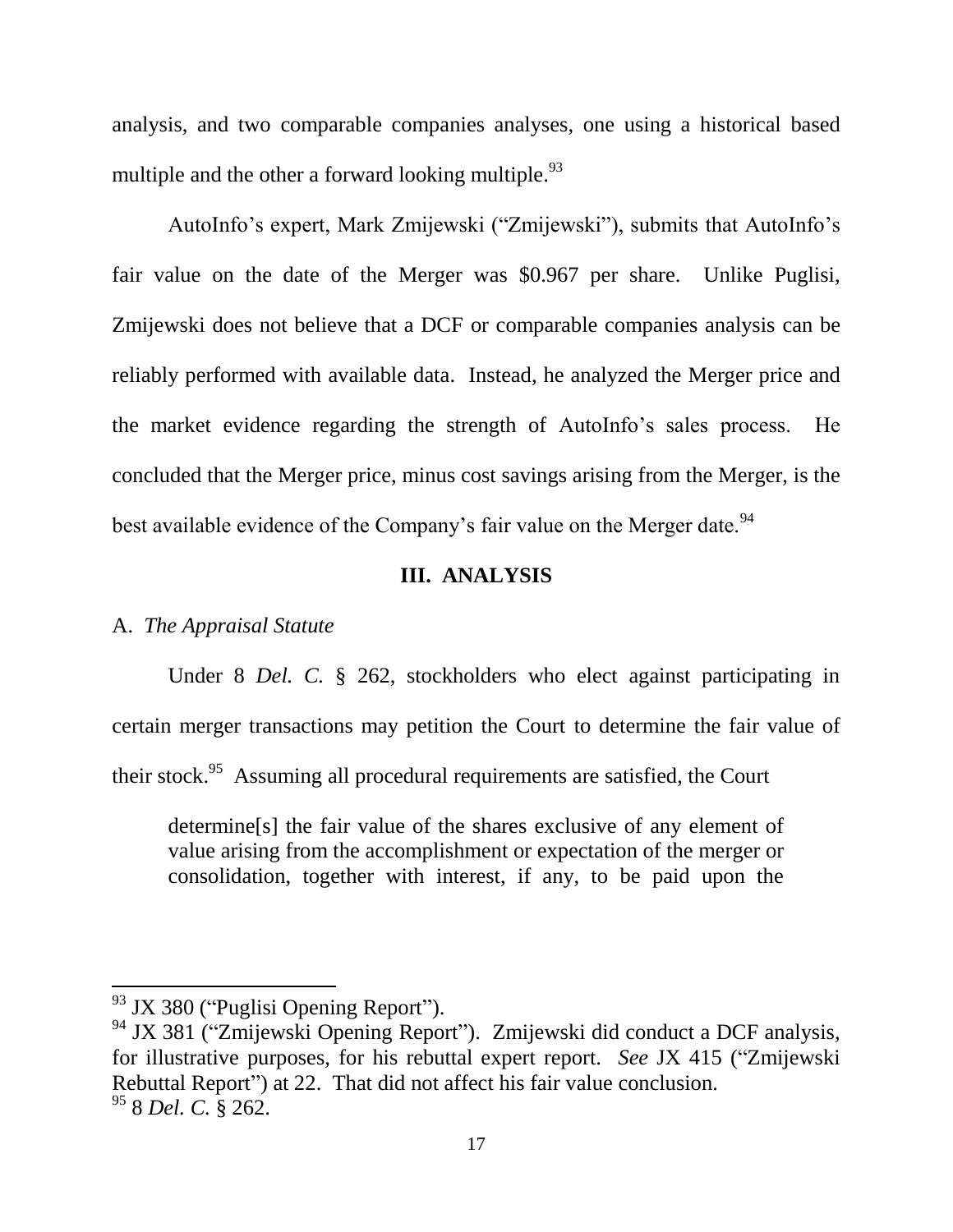analysis, and two comparable companies analyses, one using a historical based multiple and the other a forward looking multiple.[93]

AutoInfo's expert, Mark Zmijewski ("Zmijewski"), submits that AutoInfo's fair value on the date of the Merger was $0.967 per share. Unlike Puglisi, Zmijewski does not believe that a DCF or comparable companies analysis can be reliably performed with available data. Instead, he analyzed the Merger price and the market evidence regarding the strength of AutoInfo's sales process. He concluded that the Merger price, minus cost savings arising from the Merger, is the best available evidence of the Company's fair value on the Merger date.[94]

## III. ANALYSIS

### A. *The Appraisal Statute*

Under 8 *Del. C.* § 262, stockholders who elect against participating in certain merger transactions may petition the Court to determine the fair value of their stock.[95] Assuming all procedural requirements are satisfied, the Court

> determine[s] the fair value of the shares exclusive of any element of value arising from the accomplishment or expectation of the merger or consolidation, together with interest, if any, to be paid upon the

---

[93] JX 380 ("Puglisi Opening Report").

[94] JX 381 ("Zmijewski Opening Report"). Zmijewski did conduct a DCF analysis, for illustrative purposes, for his rebuttal expert report. *See* JX 415 ("Zmijewski Rebuttal Report") at 22. That did not affect his fair value conclusion.

[95] 8 *Del. C.* § 262.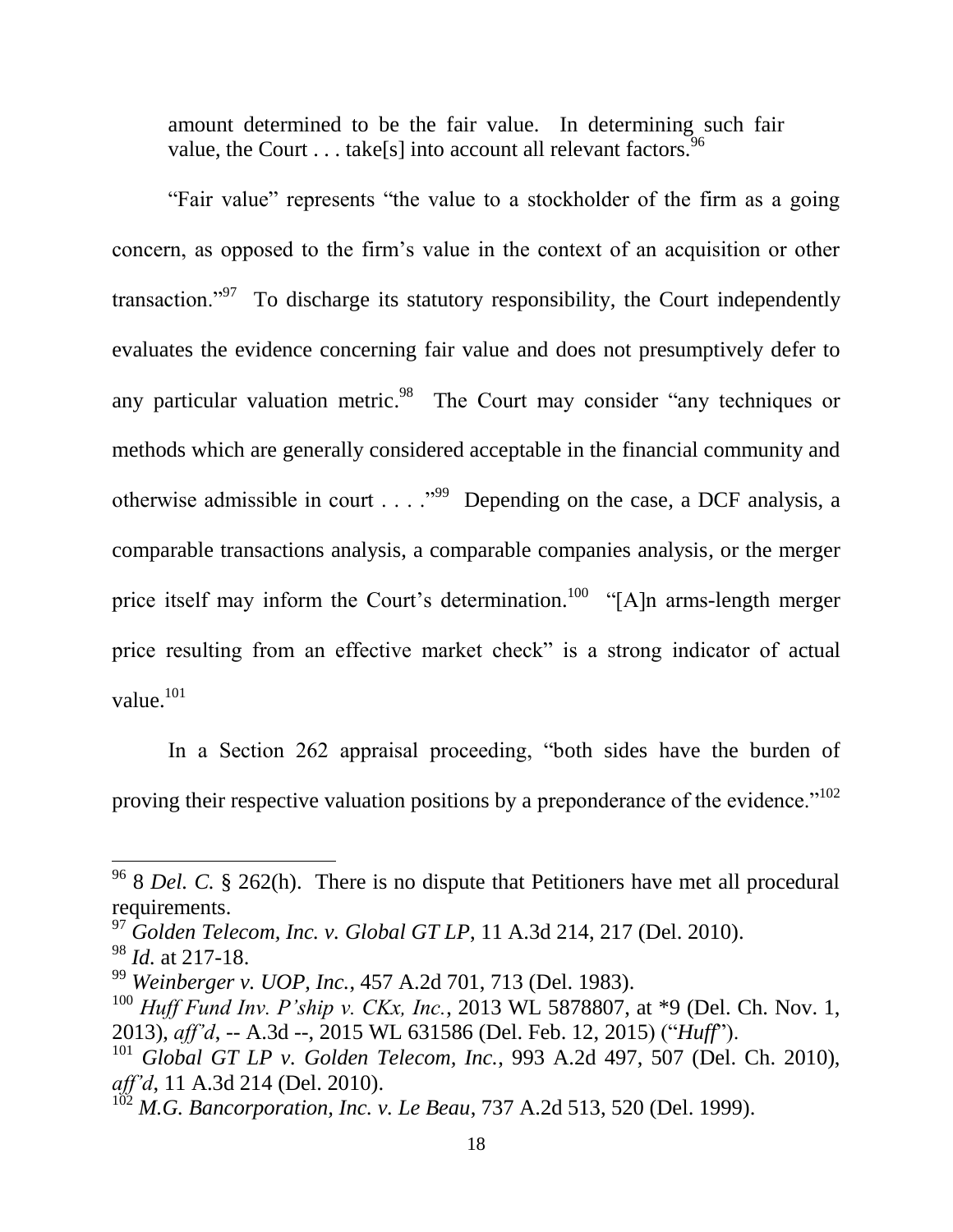> amount determined to be the fair value. In determining such fair value, the Court . . . take[s] into account all relevant factors.[96]

"Fair value" represents "the value to a stockholder of the firm as a going concern, as opposed to the firm's value in the context of an acquisition or other transaction."[97] To discharge its statutory responsibility, the Court independently evaluates the evidence concerning fair value and does not presumptively defer to any particular valuation metric.[98] The Court may consider "any techniques or methods which are generally considered acceptable in the financial community and otherwise admissible in court . . . ."[99] Depending on the case, a DCF analysis, a comparable transactions analysis, a comparable companies analysis, or the merger price itself may inform the Court's determination.[100] "[A]n arms-length merger price resulting from an effective market check" is a strong indicator of actual value.[101]

In a Section 262 appraisal proceeding, "both sides have the burden of proving their respective valuation positions by a preponderance of the evidence."[102]

---

[96] 8 *Del. C.* § 262(h). There is no dispute that Petitioners have met all procedural requirements.

[97] *Golden Telecom, Inc. v. Global GT LP*, 11 A.3d 214, 217 (Del. 2010).

[98] *Id.* at 217-18.

[99] *Weinberger v. UOP, Inc.*, 457 A.2d 701, 713 (Del. 1983).

[100] *Huff Fund Inv. P'ship v. CKx, Inc.*, 2013 WL 5878807, at *9 (Del. Ch. Nov. 1, 2013), *aff'd*, -- A.3d --, 2015 WL 631586 (Del. Feb. 12, 2015) ("*Huff*").

[101] *Global GT LP v. Golden Telecom, Inc.*, 993 A.2d 497, 507 (Del. Ch. 2010), *aff'd*, 11 A.3d 214 (Del. 2010).

[102] *M.G. Bancorporation, Inc. v. Le Beau*, 737 A.2d 513, 520 (Del. 1999).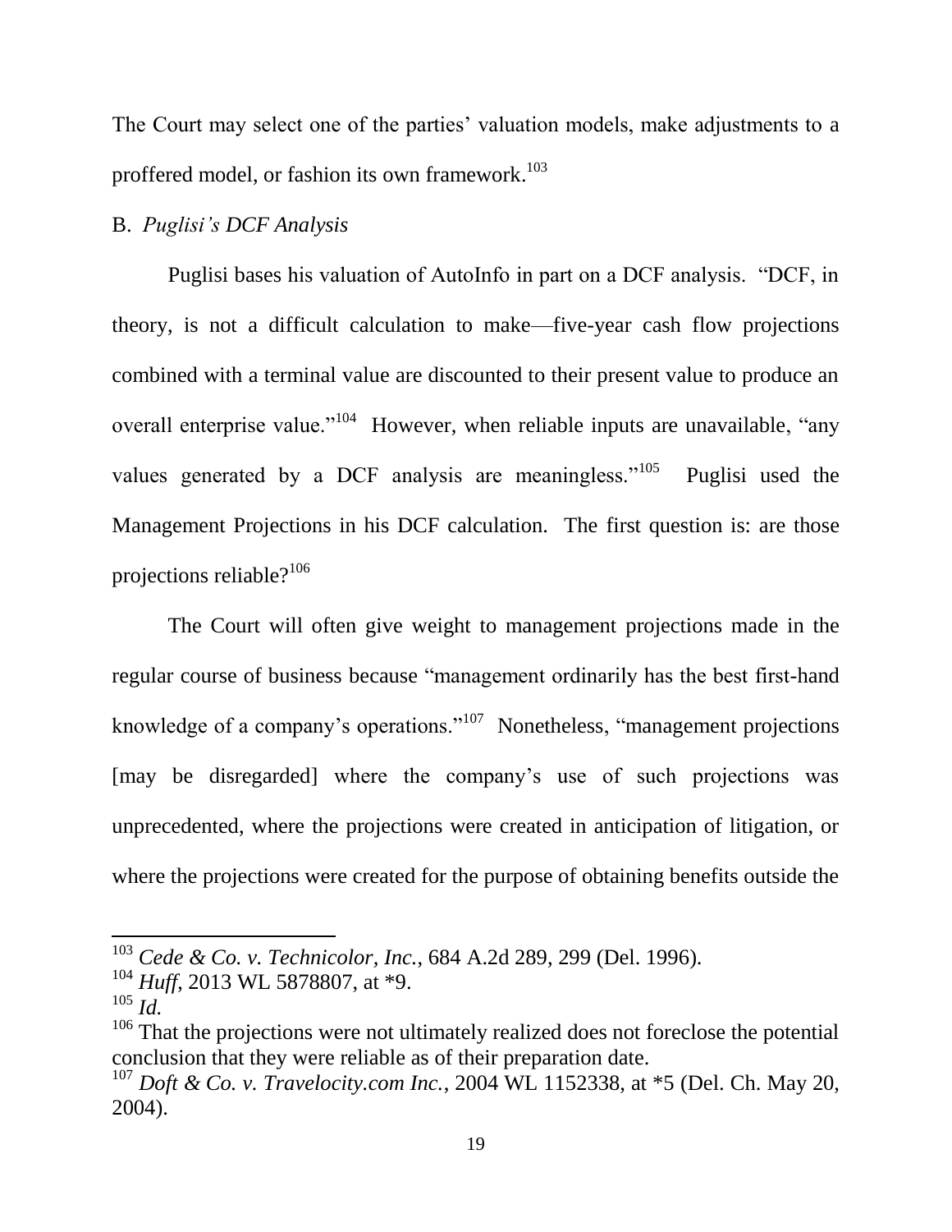The Court may select one of the parties' valuation models, make adjustments to a proffered model, or fashion its own framework.[103]

B. *Puglisi's DCF Analysis*

Puglisi bases his valuation of AutoInfo in part on a DCF analysis. "DCF, in theory, is not a difficult calculation to make—five-year cash flow projections combined with a terminal value are discounted to their present value to produce an overall enterprise value."[104] However, when reliable inputs are unavailable, "any values generated by a DCF analysis are meaningless."[105] Puglisi used the Management Projections in his DCF calculation. The first question is: are those projections reliable?[106]

The Court will often give weight to management projections made in the regular course of business because "management ordinarily has the best first-hand knowledge of a company's operations."[107] Nonetheless, "management projections [may be disregarded] where the company's use of such projections was unprecedented, where the projections were created in anticipation of litigation, or where the projections were created for the purpose of obtaining benefits outside the

---

[103] *Cede & Co. v. Technicolor, Inc.*, 684 A.2d 289, 299 (Del. 1996).

[104] *Huff*, 2013 WL 5878807, at *9.

[105] *Id.*

[106] That the projections were not ultimately realized does not foreclose the potential conclusion that they were reliable as of their preparation date.

[107] *Doft & Co. v. Travelocity.com Inc.*, 2004 WL 1152338, at *5 (Del. Ch. May 20, 2004).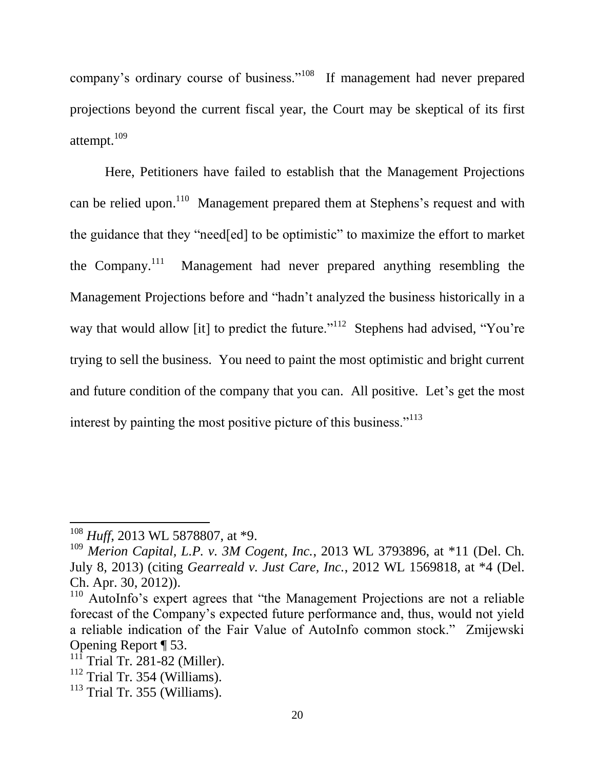company's ordinary course of business."[108] If management had never prepared projections beyond the current fiscal year, the Court may be skeptical of its first attempt.[109]

Here, Petitioners have failed to establish that the Management Projections can be relied upon.[110] Management prepared them at Stephens's request and with the guidance that they "need[ed] to be optimistic" to maximize the effort to market the Company.[111] Management had never prepared anything resembling the Management Projections before and "hadn't analyzed the business historically in a way that would allow [it] to predict the future."[112] Stephens had advised, "You're trying to sell the business. You need to paint the most optimistic and bright current and future condition of the company that you can. All positive. Let's get the most interest by painting the most positive picture of this business."[113]

---

[108] *Huff*, 2013 WL 5878807, at *9.

[109] *Merion Capital, L.P. v. 3M Cogent, Inc.*, 2013 WL 3793896, at *11 (Del. Ch. July 8, 2013) (citing *Gearreald v. Just Care, Inc.*, 2012 WL 1569818, at *4 (Del. Ch. Apr. 30, 2012)).

[110] AutoInfo's expert agrees that "the Management Projections are not a reliable forecast of the Company's expected future performance and, thus, would not yield a reliable indication of the Fair Value of AutoInfo common stock." Zmijewski Opening Report ¶ 53.

[111] Trial Tr. 281-82 (Miller).

[112] Trial Tr. 354 (Williams).

[113] Trial Tr. 355 (Williams).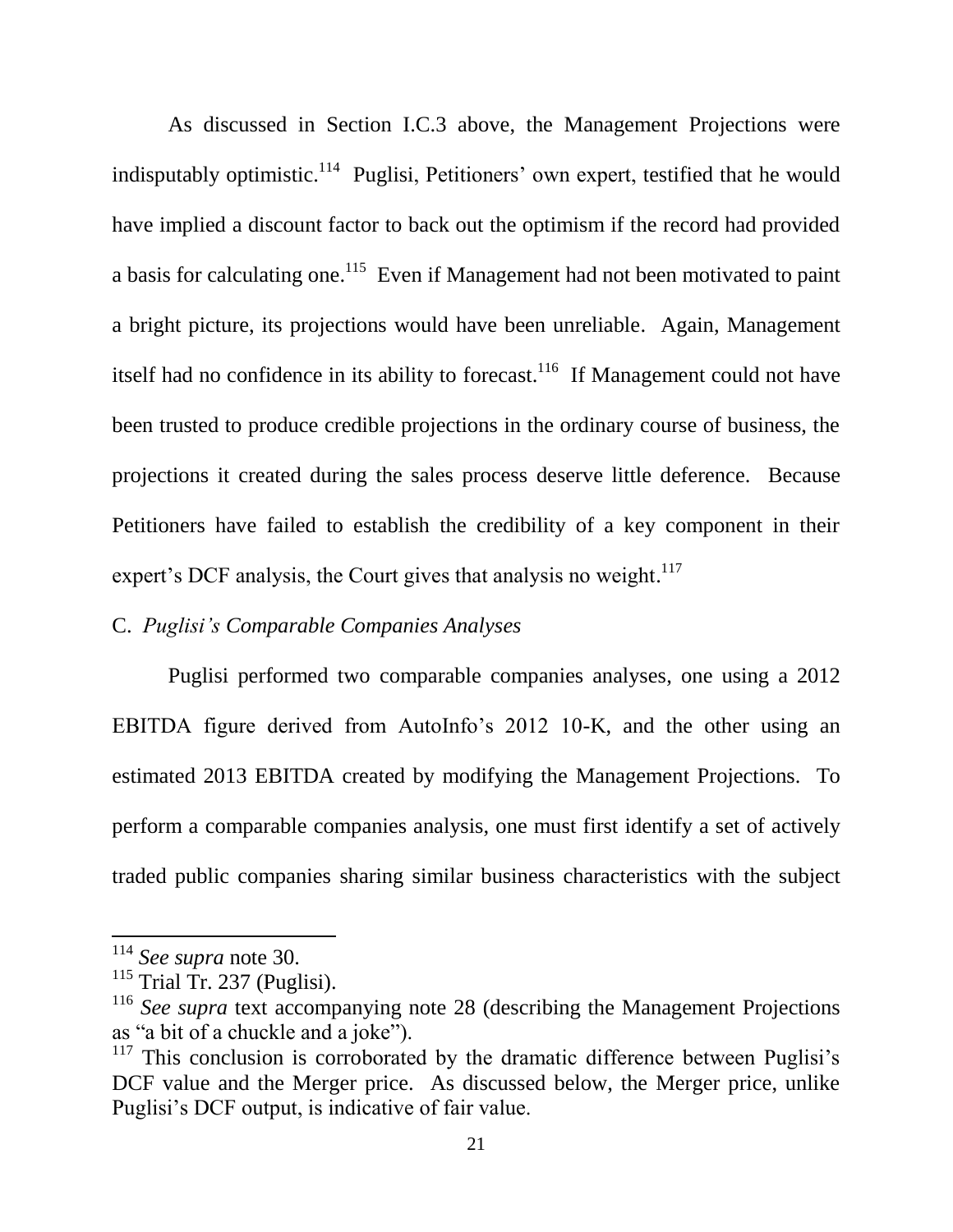As discussed in Section I.C.3 above, the Management Projections were indisputably optimistic.[114] Puglisi, Petitioners' own expert, testified that he would have implied a discount factor to back out the optimism if the record had provided a basis for calculating one.[115] Even if Management had not been motivated to paint a bright picture, its projections would have been unreliable. Again, Management itself had no confidence in its ability to forecast.[116] If Management could not have been trusted to produce credible projections in the ordinary course of business, the projections it created during the sales process deserve little deference. Because Petitioners have failed to establish the credibility of a key component in their expert's DCF analysis, the Court gives that analysis no weight.[117]

C. *Puglisi's Comparable Companies Analyses*

Puglisi performed two comparable companies analyses, one using a 2012 EBITDA figure derived from AutoInfo's 2012 10-K, and the other using an estimated 2013 EBITDA created by modifying the Management Projections. To perform a comparable companies analysis, one must first identify a set of actively traded public companies sharing similar business characteristics with the subject

---

[114] *See supra* note 30.

[115] Trial Tr. 237 (Puglisi).

[116] *See supra* text accompanying note 28 (describing the Management Projections as "a bit of a chuckle and a joke").

[117] This conclusion is corroborated by the dramatic difference between Puglisi's DCF value and the Merger price. As discussed below, the Merger price, unlike Puglisi's DCF output, is indicative of fair value.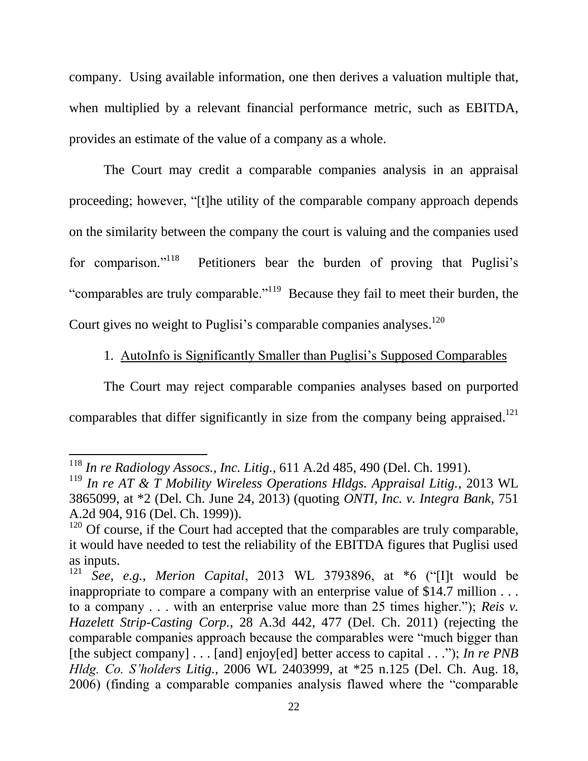company. Using available information, one then derives a valuation multiple that, when multiplied by a relevant financial performance metric, such as EBITDA, provides an estimate of the value of a company as a whole.

The Court may credit a comparable companies analysis in an appraisal proceeding; however, "[t]he utility of the comparable company approach depends on the similarity between the company the court is valuing and the companies used for comparison."[118] Petitioners bear the burden of proving that Puglisi's "comparables are truly comparable."[119] Because they fail to meet their burden, the Court gives no weight to Puglisi's comparable companies analyses.[120]

1. <u>AutoInfo is Significantly Smaller than Puglisi's Supposed Comparables</u>

The Court may reject comparable companies analyses based on purported comparables that differ significantly in size from the company being appraised.[121]

---

[118] *In re Radiology Assocs., Inc. Litig.*, 611 A.2d 485, 490 (Del. Ch. 1991).

[119] *In re AT & T Mobility Wireless Operations Hldgs. Appraisal Litig.*, 2013 WL 3865099, at *2 (Del. Ch. June 24, 2013) (quoting *ONTI, Inc. v. Integra Bank*, 751 A.2d 904, 916 (Del. Ch. 1999)).

[120] Of course, if the Court had accepted that the comparables are truly comparable, it would have needed to test the reliability of the EBITDA figures that Puglisi used as inputs.

[121] *See, e.g.*, *Merion Capital*, 2013 WL 3793896, at *6 ("[I]t would be inappropriate to compare a company with an enterprise value of $14.7 million . . . to a company . . . with an enterprise value more than 25 times higher."); *Reis v. Hazelett Strip-Casting Corp.*, 28 A.3d 442, 477 (Del. Ch. 2011) (rejecting the comparable companies approach because the comparables were "much bigger than [the subject company] . . . [and] enjoy[ed] better access to capital . . ."); *In re PNB Hldg. Co. S'holders Litig.*, 2006 WL 2403999, at *25 n.125 (Del. Ch. Aug. 18, 2006) (finding a comparable companies analysis flawed where the "comparable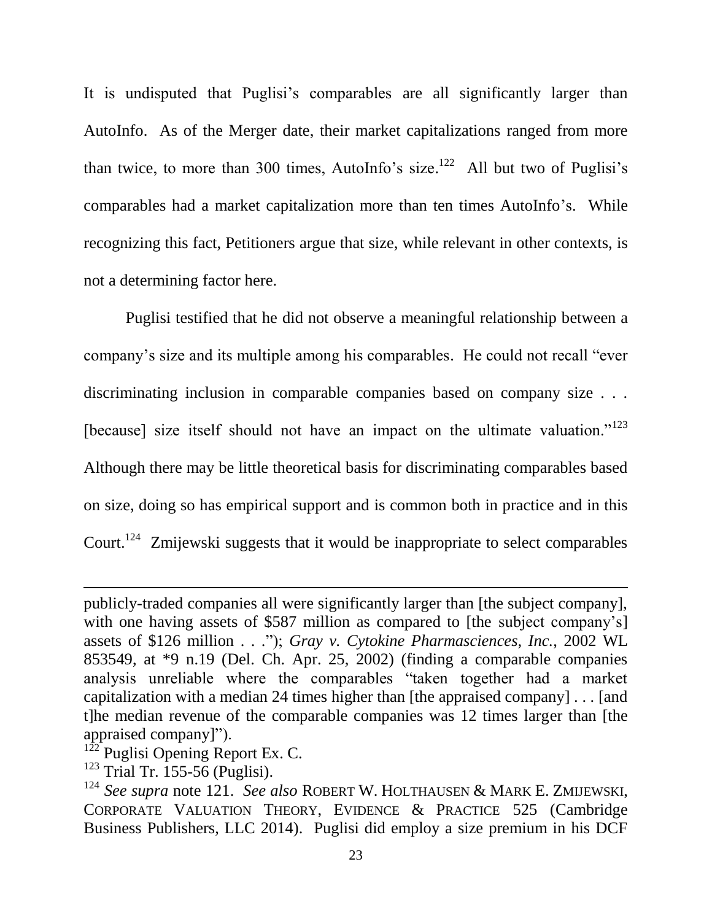It is undisputed that Puglisi's comparables are all significantly larger than AutoInfo. As of the Merger date, their market capitalizations ranged from more than twice, to more than 300 times, AutoInfo's size.[122] All but two of Puglisi's comparables had a market capitalization more than ten times AutoInfo's. While recognizing this fact, Petitioners argue that size, while relevant in other contexts, is not a determining factor here.

Puglisi testified that he did not observe a meaningful relationship between a company's size and its multiple among his comparables. He could not recall "ever discriminating inclusion in comparable companies based on company size . . . [because] size itself should not have an impact on the ultimate valuation."[123] Although there may be little theoretical basis for discriminating comparables based on size, doing so has empirical support and is common both in practice and in this Court.[124] Zmijewski suggests that it would be inappropriate to select comparables

---

publicly-traded companies all were significantly larger than [the subject company], with one having assets of $587 million as compared to [the subject company's] assets of $126 million . . ."); *Gray v. Cytokine Pharmasciences, Inc.*, 2002 WL 853549, at *9 n.19 (Del. Ch. Apr. 25, 2002) (finding a comparable companies analysis unreliable where the comparables "taken together had a market capitalization with a median 24 times higher than [the appraised company] . . . [and t]he median revenue of the comparable companies was 12 times larger than [the appraised company]").

[122] Puglisi Opening Report Ex. C.

[123] Trial Tr. 155-56 (Puglisi).

[124] *See supra* note 121. *See also* ROBERT W. HOLTHAUSEN & MARK E. ZMIJEWSKI, CORPORATE VALUATION THEORY, EVIDENCE & PRACTICE 525 (Cambridge Business Publishers, LLC 2014). Puglisi did employ a size premium in his DCF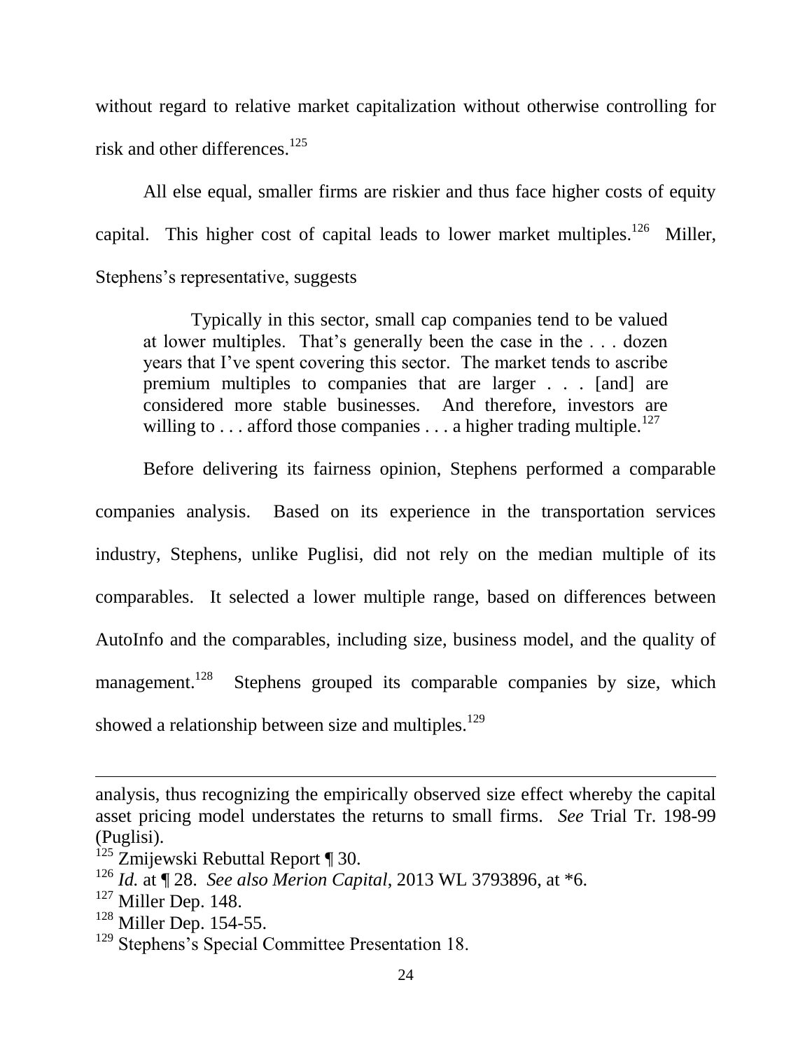without regard to relative market capitalization without otherwise controlling for risk and other differences.[125]

All else equal, smaller firms are riskier and thus face higher costs of equity capital. This higher cost of capital leads to lower market multiples.[126] Miller, Stephens's representative, suggests

> Typically in this sector, small cap companies tend to be valued at lower multiples. That's generally been the case in the . . . dozen years that I've spent covering this sector. The market tends to ascribe premium multiples to companies that are larger . . . [and] are considered more stable businesses. And therefore, investors are willing to . . . afford those companies . . . a higher trading multiple.[127]

Before delivering its fairness opinion, Stephens performed a comparable companies analysis. Based on its experience in the transportation services industry, Stephens, unlike Puglisi, did not rely on the median multiple of its comparables. It selected a lower multiple range, based on differences between AutoInfo and the comparables, including size, business model, and the quality of management.[128] Stephens grouped its comparable companies by size, which showed a relationship between size and multiples.[129]

---

analysis, thus recognizing the empirically observed size effect whereby the capital asset pricing model understates the returns to small firms. *See* Trial Tr. 198-99 (Puglisi).

[125] Zmijewski Rebuttal Report ¶ 30.

[126] *Id.* at ¶ 28. *See also Merion Capital*, 2013 WL 3793896, at *6.

[127] Miller Dep. 148.

[128] Miller Dep. 154-55.

[129] Stephens's Special Committee Presentation 18.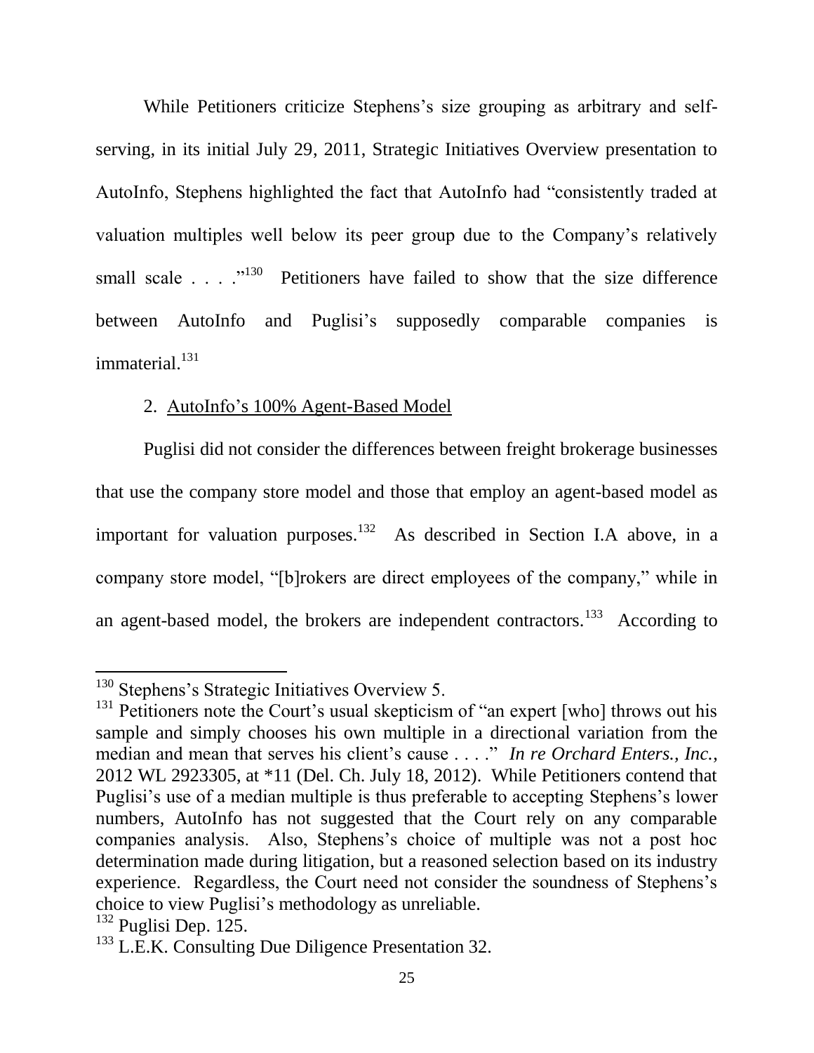While Petitioners criticize Stephens's size grouping as arbitrary and self-serving, in its initial July 29, 2011, Strategic Initiatives Overview presentation to AutoInfo, Stephens highlighted the fact that AutoInfo had "consistently traded at valuation multiples well below its peer group due to the Company's relatively small scale . . . ."[130] Petitioners have failed to show that the size difference between AutoInfo and Puglisi's supposedly comparable companies is immaterial.[131]

2. AutoInfo's 100% Agent-Based Model

Puglisi did not consider the differences between freight brokerage businesses that use the company store model and those that employ an agent-based model as important for valuation purposes.[132] As described in Section I.A above, in a company store model, "[b]rokers are direct employees of the company," while in an agent-based model, the brokers are independent contractors.[133] According to

---

[130] Stephens's Strategic Initiatives Overview 5.

[131] Petitioners note the Court's usual skepticism of "an expert [who] throws out his sample and simply chooses his own multiple in a directional variation from the median and mean that serves his client's cause . . . ." *In re Orchard Enters., Inc.*, 2012 WL 2923305, at *11 (Del. Ch. July 18, 2012). While Petitioners contend that Puglisi's use of a median multiple is thus preferable to accepting Stephens's lower numbers, AutoInfo has not suggested that the Court rely on any comparable companies analysis. Also, Stephens's choice of multiple was not a post hoc determination made during litigation, but a reasoned selection based on its industry experience. Regardless, the Court need not consider the soundness of Stephens's choice to view Puglisi's methodology as unreliable.

[132] Puglisi Dep. 125.

[133] L.E.K. Consulting Due Diligence Presentation 32.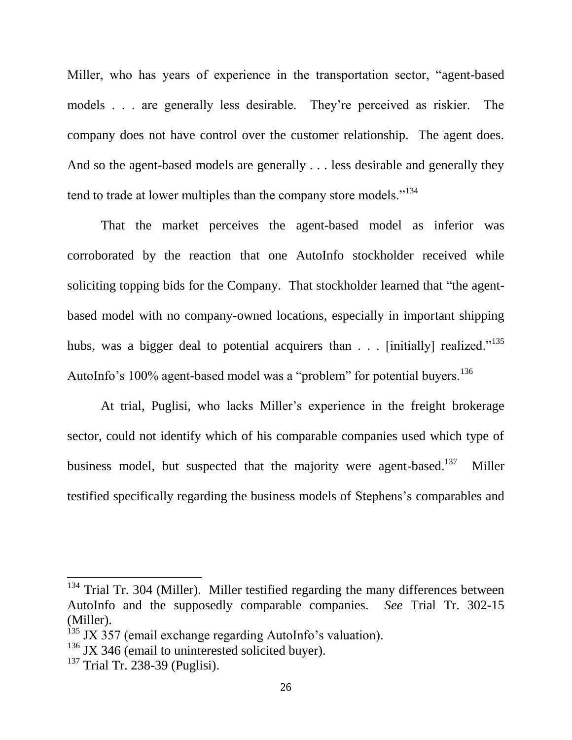Miller, who has years of experience in the transportation sector, "agent-based models . . . are generally less desirable. They're perceived as riskier. The company does not have control over the customer relationship. The agent does. And so the agent-based models are generally . . . less desirable and generally they tend to trade at lower multiples than the company store models."[134]

That the market perceives the agent-based model as inferior was corroborated by the reaction that one AutoInfo stockholder received while soliciting topping bids for the Company. That stockholder learned that "the agent-based model with no company-owned locations, especially in important shipping hubs, was a bigger deal to potential acquirers than . . . [initially] realized."[135] AutoInfo's 100% agent-based model was a "problem" for potential buyers.[136]

At trial, Puglisi, who lacks Miller's experience in the freight brokerage sector, could not identify which of his comparable companies used which type of business model, but suspected that the majority were agent-based.[137] Miller testified specifically regarding the business models of Stephens's comparables and

---

[134] Trial Tr. 304 (Miller). Miller testified regarding the many differences between AutoInfo and the supposedly comparable companies. *See* Trial Tr. 302-15 (Miller).

[135] JX 357 (email exchange regarding AutoInfo's valuation).

[136] JX 346 (email to uninterested solicited buyer).

[137] Trial Tr. 238-39 (Puglisi).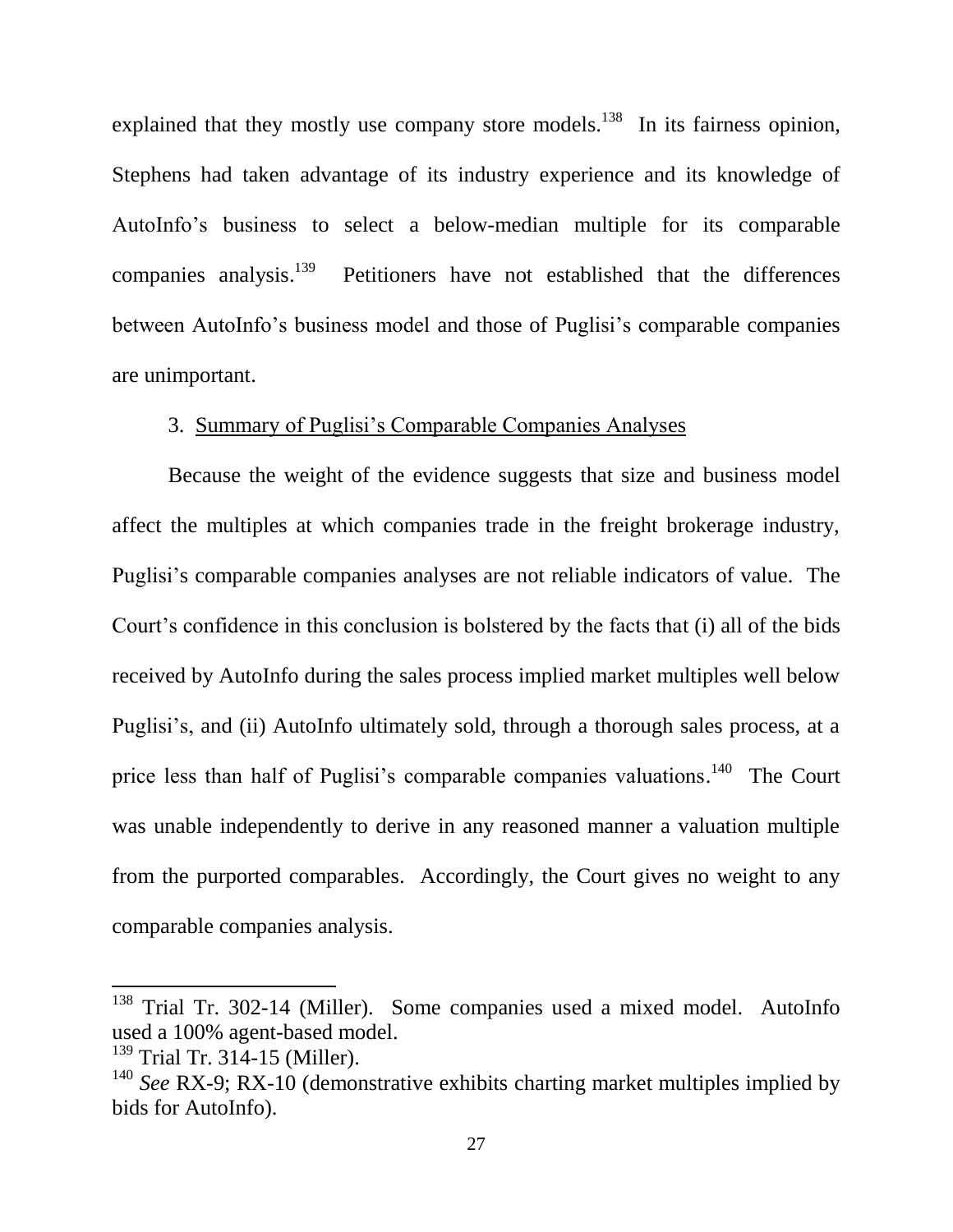explained that they mostly use company store models.[138] In its fairness opinion, Stephens had taken advantage of its industry experience and its knowledge of AutoInfo's business to select a below-median multiple for its comparable companies analysis.[139] Petitioners have not established that the differences between AutoInfo's business model and those of Puglisi's comparable companies are unimportant.

3. Summary of Puglisi's Comparable Companies Analyses

Because the weight of the evidence suggests that size and business model affect the multiples at which companies trade in the freight brokerage industry, Puglisi's comparable companies analyses are not reliable indicators of value. The Court's confidence in this conclusion is bolstered by the facts that (i) all of the bids received by AutoInfo during the sales process implied market multiples well below Puglisi's, and (ii) AutoInfo ultimately sold, through a thorough sales process, at a price less than half of Puglisi's comparable companies valuations.[140] The Court was unable independently to derive in any reasoned manner a valuation multiple from the purported comparables. Accordingly, the Court gives no weight to any comparable companies analysis.

---

[138] Trial Tr. 302-14 (Miller). Some companies used a mixed model. AutoInfo used a 100% agent-based model.

[139] Trial Tr. 314-15 (Miller).

[140] *See* RX-9; RX-10 (demonstrative exhibits charting market multiples implied by bids for AutoInfo).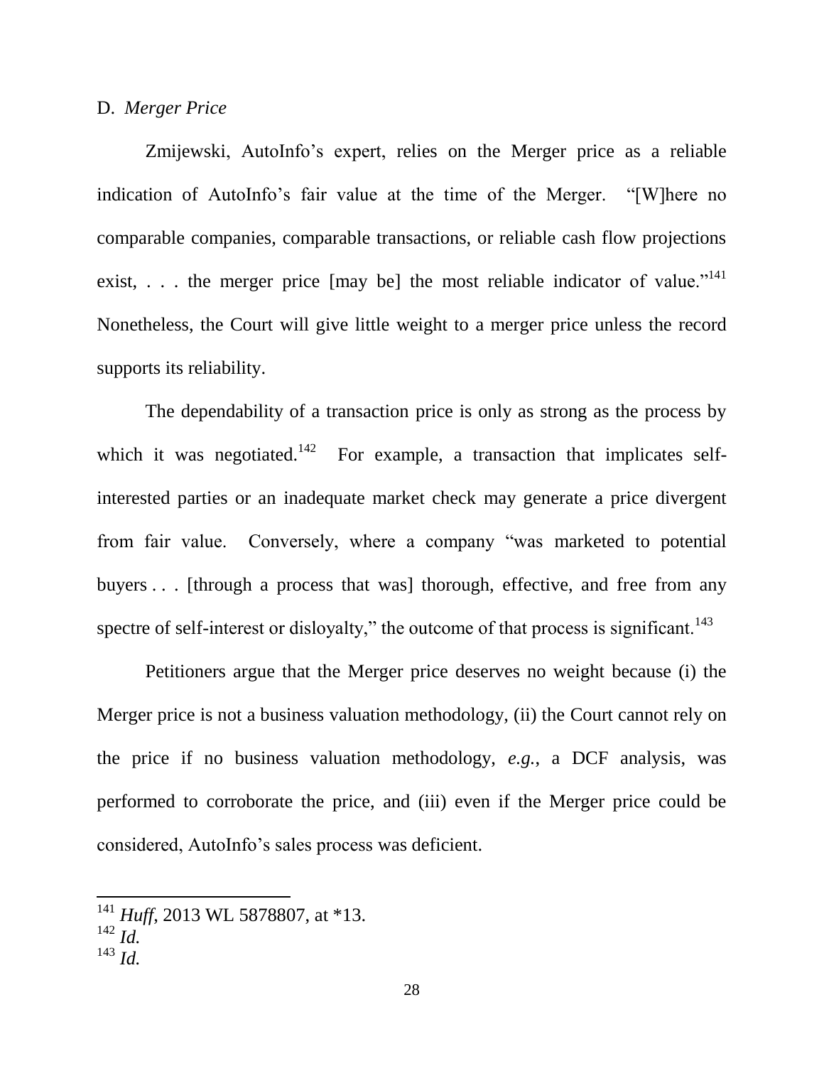### D. *Merger Price*

Zmijewski, AutoInfo's expert, relies on the Merger price as a reliable indication of AutoInfo's fair value at the time of the Merger. "[W]here no comparable companies, comparable transactions, or reliable cash flow projections exist, . . . the merger price [may be] the most reliable indicator of value."[141] Nonetheless, the Court will give little weight to a merger price unless the record supports its reliability.

The dependability of a transaction price is only as strong as the process by which it was negotiated.[142] For example, a transaction that implicates self-interested parties or an inadequate market check may generate a price divergent from fair value. Conversely, where a company "was marketed to potential buyers . . . [through a process that was] thorough, effective, and free from any spectre of self-interest or disloyalty," the outcome of that process is significant.[143]

Petitioners argue that the Merger price deserves no weight because (i) the Merger price is not a business valuation methodology, (ii) the Court cannot rely on the price if no business valuation methodology, *e.g.*, a DCF analysis, was performed to corroborate the price, and (iii) even if the Merger price could be considered, AutoInfo's sales process was deficient.

---

[141] *Huff*, 2013 WL 5878807, at *13.

[142] *Id.*

[143] *Id.*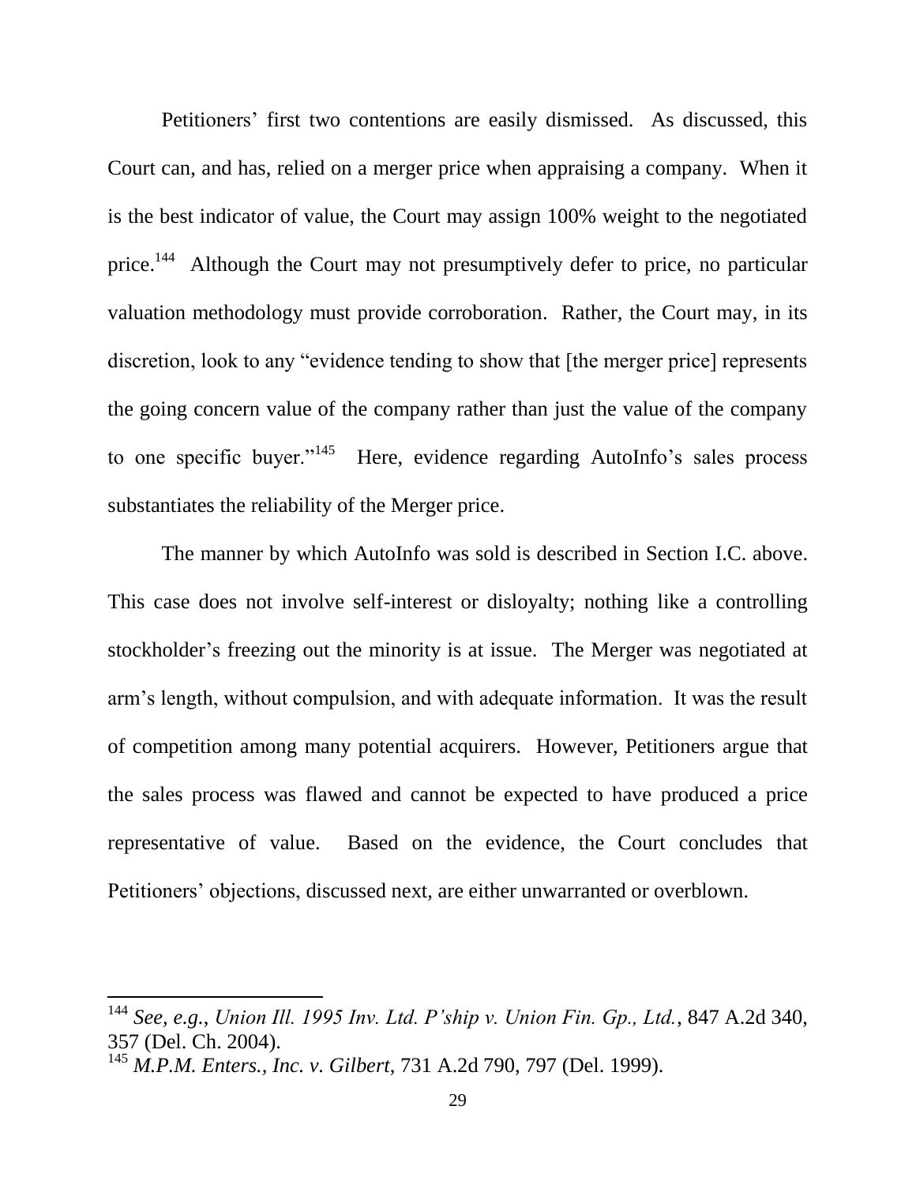Petitioners' first two contentions are easily dismissed. As discussed, this Court can, and has, relied on a merger price when appraising a company. When it is the best indicator of value, the Court may assign 100% weight to the negotiated price.[144] Although the Court may not presumptively defer to price, no particular valuation methodology must provide corroboration. Rather, the Court may, in its discretion, look to any "evidence tending to show that [the merger price] represents the going concern value of the company rather than just the value of the company to one specific buyer."[145] Here, evidence regarding AutoInfo's sales process substantiates the reliability of the Merger price.

The manner by which AutoInfo was sold is described in Section I.C. above. This case does not involve self-interest or disloyalty; nothing like a controlling stockholder's freezing out the minority is at issue. The Merger was negotiated at arm's length, without compulsion, and with adequate information. It was the result of competition among many potential acquirers. However, Petitioners argue that the sales process was flawed and cannot be expected to have produced a price representative of value. Based on the evidence, the Court concludes that Petitioners' objections, discussed next, are either unwarranted or overblown.

---

[144] *See, e.g.*, *Union Ill. 1995 Inv. Ltd. P'ship v. Union Fin. Gp., Ltd.*, 847 A.2d 340, 357 (Del. Ch. 2004).

[145] *M.P.M. Enters., Inc. v. Gilbert*, 731 A.2d 790, 797 (Del. 1999).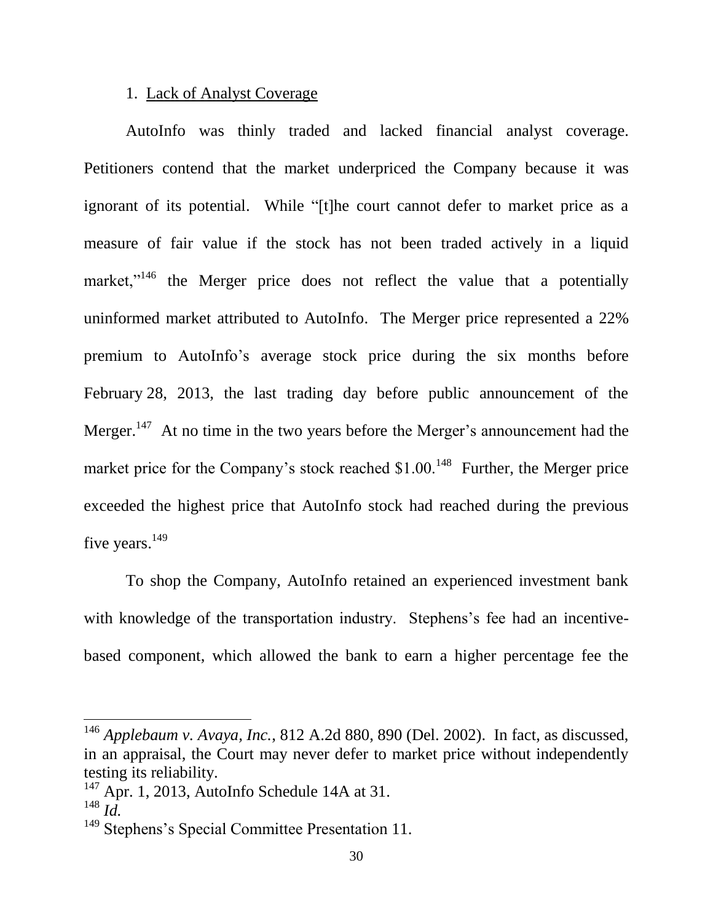1. Lack of Analyst Coverage

AutoInfo was thinly traded and lacked financial analyst coverage. Petitioners contend that the market underpriced the Company because it was ignorant of its potential. While "[t]he court cannot defer to market price as a measure of fair value if the stock has not been traded actively in a liquid market,"[146] the Merger price does not reflect the value that a potentially uninformed market attributed to AutoInfo. The Merger price represented a 22% premium to AutoInfo's average stock price during the six months before February 28, 2013, the last trading day before public announcement of the Merger.[147] At no time in the two years before the Merger's announcement had the market price for the Company's stock reached $1.00.[148] Further, the Merger price exceeded the highest price that AutoInfo stock had reached during the previous five years.[149]

To shop the Company, AutoInfo retained an experienced investment bank with knowledge of the transportation industry. Stephens's fee had an incentive-based component, which allowed the bank to earn a higher percentage fee the

---

[146] *Applebaum v. Avaya, Inc.*, 812 A.2d 880, 890 (Del. 2002). In fact, as discussed, in an appraisal, the Court may never defer to market price without independently testing its reliability.

[147] Apr. 1, 2013, AutoInfo Schedule 14A at 31.

[148] *Id.*

[149] Stephens's Special Committee Presentation 11.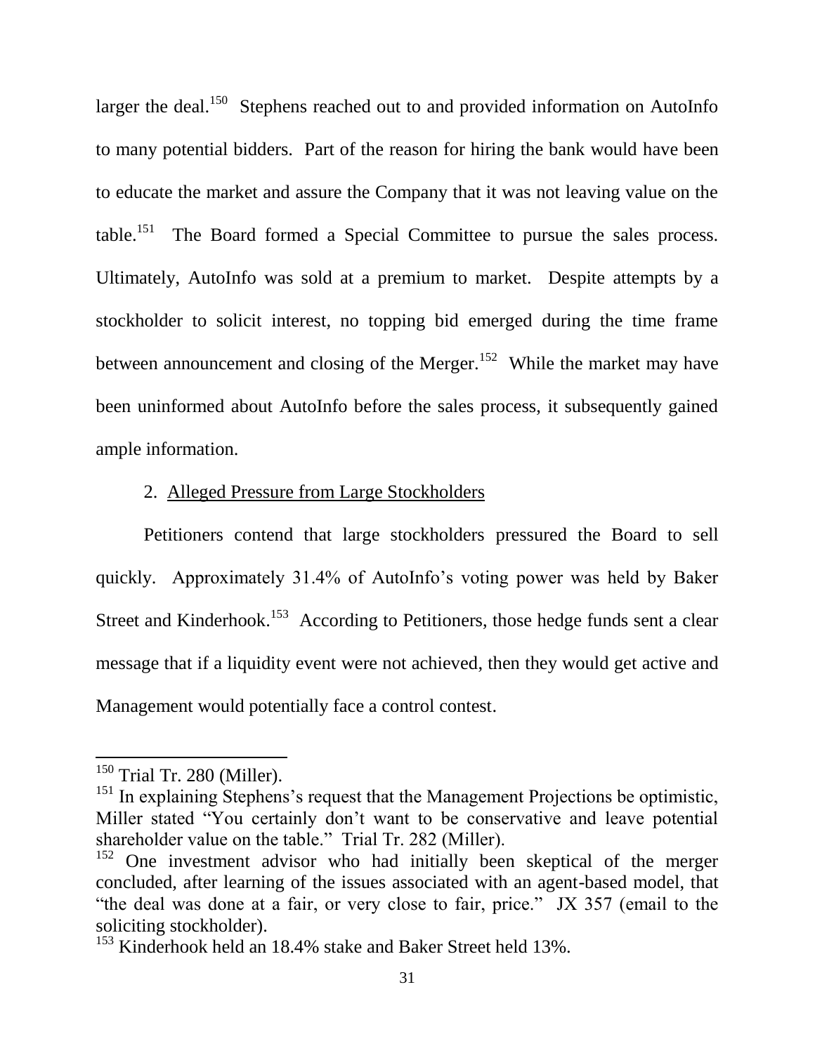larger the deal.[150] Stephens reached out to and provided information on AutoInfo to many potential bidders. Part of the reason for hiring the bank would have been to educate the market and assure the Company that it was not leaving value on the table.[151] The Board formed a Special Committee to pursue the sales process. Ultimately, AutoInfo was sold at a premium to market. Despite attempts by a stockholder to solicit interest, no topping bid emerged during the time frame between announcement and closing of the Merger.[152] While the market may have been uninformed about AutoInfo before the sales process, it subsequently gained ample information.

2. Alleged Pressure from Large Stockholders

Petitioners contend that large stockholders pressured the Board to sell quickly. Approximately 31.4% of AutoInfo's voting power was held by Baker Street and Kinderhook.[153] According to Petitioners, those hedge funds sent a clear message that if a liquidity event were not achieved, then they would get active and Management would potentially face a control contest.

---

[150] Trial Tr. 280 (Miller).

[151] In explaining Stephens's request that the Management Projections be optimistic, Miller stated "You certainly don't want to be conservative and leave potential shareholder value on the table." Trial Tr. 282 (Miller).

[152] One investment advisor who had initially been skeptical of the merger concluded, after learning of the issues associated with an agent-based model, that "the deal was done at a fair, or very close to fair, price." JX 357 (email to the soliciting stockholder).

[153] Kinderhook held an 18.4% stake and Baker Street held 13%.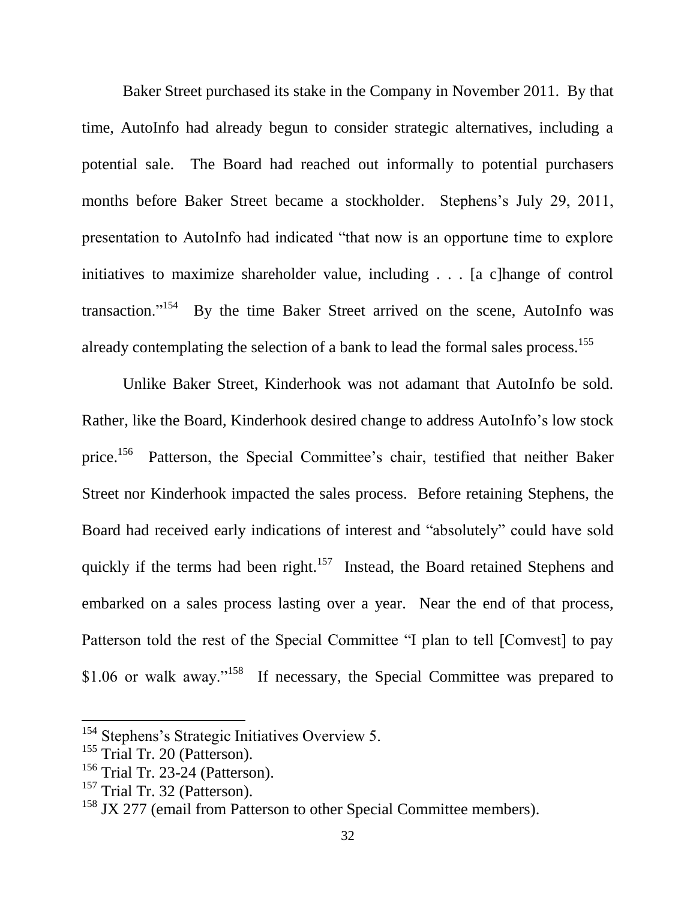Baker Street purchased its stake in the Company in November 2011. By that time, AutoInfo had already begun to consider strategic alternatives, including a potential sale. The Board had reached out informally to potential purchasers months before Baker Street became a stockholder. Stephens's July 29, 2011, presentation to AutoInfo had indicated "that now is an opportune time to explore initiatives to maximize shareholder value, including . . . [a c]hange of control transaction."[154] By the time Baker Street arrived on the scene, AutoInfo was already contemplating the selection of a bank to lead the formal sales process.[155]

Unlike Baker Street, Kinderhook was not adamant that AutoInfo be sold. Rather, like the Board, Kinderhook desired change to address AutoInfo's low stock price.[156] Patterson, the Special Committee's chair, testified that neither Baker Street nor Kinderhook impacted the sales process. Before retaining Stephens, the Board had received early indications of interest and "absolutely" could have sold quickly if the terms had been right.[157] Instead, the Board retained Stephens and embarked on a sales process lasting over a year. Near the end of that process, Patterson told the rest of the Special Committee "I plan to tell [Comvest] to pay $1.06 or walk away."[158] If necessary, the Special Committee was prepared to

[154] Stephens's Strategic Initiatives Overview 5.

[155] Trial Tr. 20 (Patterson).

[156] Trial Tr. 23-24 (Patterson).

[157] Trial Tr. 32 (Patterson).

[158] JX 277 (email from Patterson to other Special Committee members).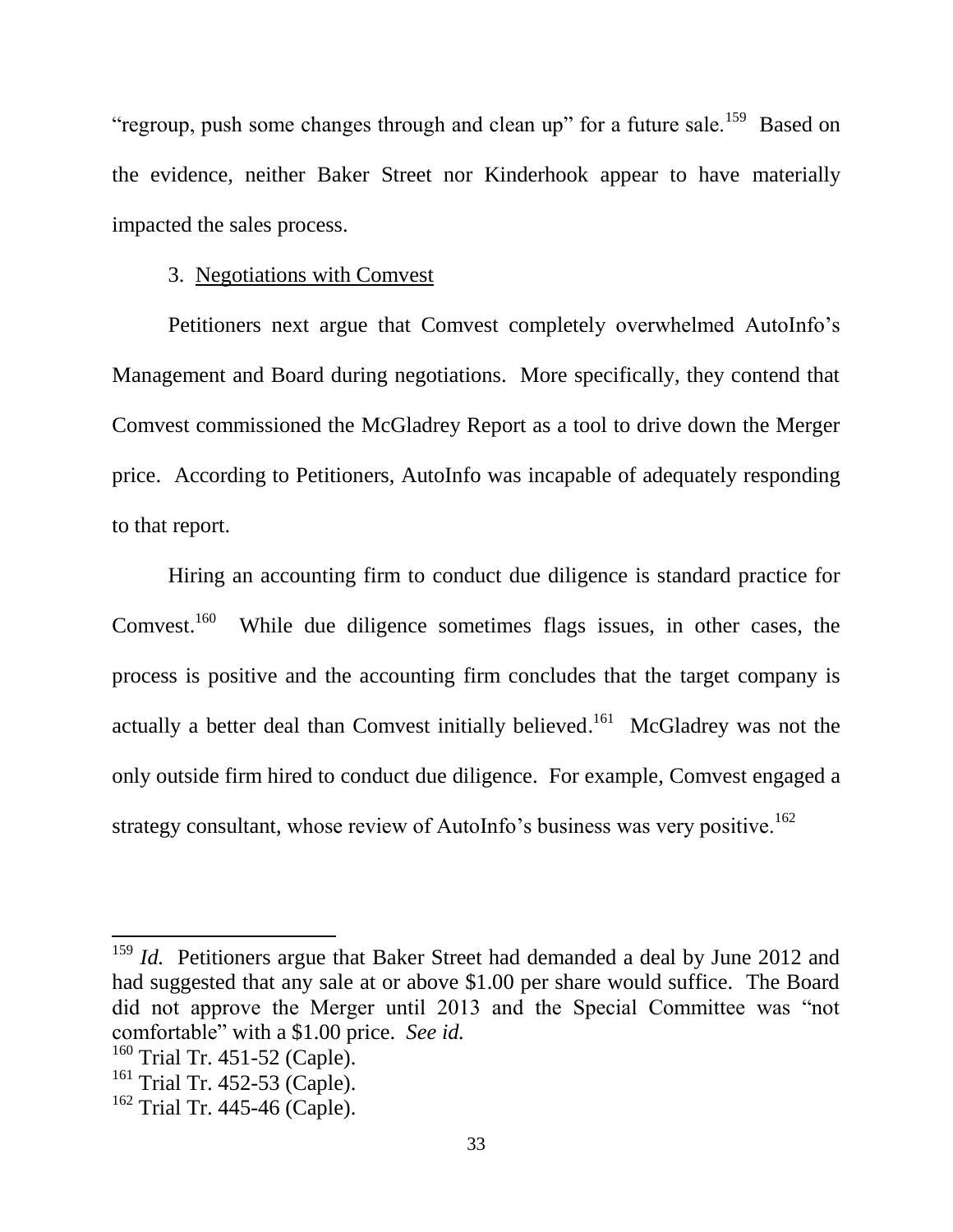"regroup, push some changes through and clean up" for a future sale.[159] Based on the evidence, neither Baker Street nor Kinderhook appear to have materially impacted the sales process.

3. Negotiations with Comvest

Petitioners next argue that Comvest completely overwhelmed AutoInfo's Management and Board during negotiations. More specifically, they contend that Comvest commissioned the McGladrey Report as a tool to drive down the Merger price. According to Petitioners, AutoInfo was incapable of adequately responding to that report.

Hiring an accounting firm to conduct due diligence is standard practice for Comvest.[160] While due diligence sometimes flags issues, in other cases, the process is positive and the accounting firm concludes that the target company is actually a better deal than Comvest initially believed.[161] McGladrey was not the only outside firm hired to conduct due diligence. For example, Comvest engaged a strategy consultant, whose review of AutoInfo's business was very positive.[162]

---

[159] *Id.* Petitioners argue that Baker Street had demanded a deal by June 2012 and had suggested that any sale at or above \$1.00 per share would suffice. The Board did not approve the Merger until 2013 and the Special Committee was "not comfortable" with a \$1.00 price. *See id.*

[160] Trial Tr. 451-52 (Caple).

[161] Trial Tr. 452-53 (Caple).

[162] Trial Tr. 445-46 (Caple).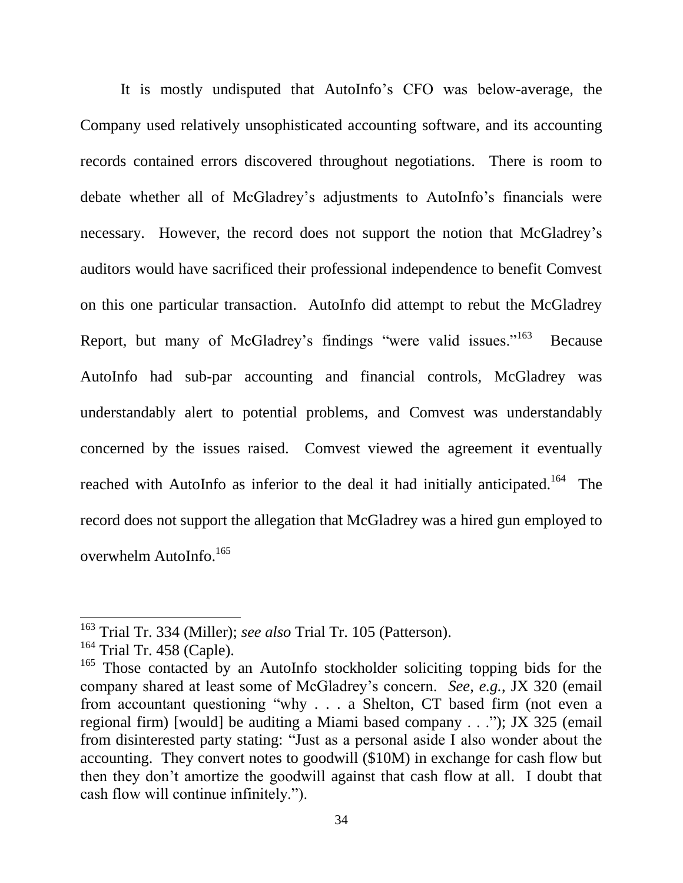It is mostly undisputed that AutoInfo's CFO was below-average, the Company used relatively unsophisticated accounting software, and its accounting records contained errors discovered throughout negotiations. There is room to debate whether all of McGladrey's adjustments to AutoInfo's financials were necessary. However, the record does not support the notion that McGladrey's auditors would have sacrificed their professional independence to benefit Comvest on this one particular transaction. AutoInfo did attempt to rebut the McGladrey Report, but many of McGladrey's findings "were valid issues."[163] Because AutoInfo had sub-par accounting and financial controls, McGladrey was understandably alert to potential problems, and Comvest was understandably concerned by the issues raised. Comvest viewed the agreement it eventually reached with AutoInfo as inferior to the deal it had initially anticipated.[164] The record does not support the allegation that McGladrey was a hired gun employed to overwhelm AutoInfo.[165]

---

[163] Trial Tr. 334 (Miller); *see also* Trial Tr. 105 (Patterson).

[164] Trial Tr. 458 (Caple).

[165] Those contacted by an AutoInfo stockholder soliciting topping bids for the company shared at least some of McGladrey's concern. *See, e.g.*, JX 320 (email from accountant questioning "why . . . a Shelton, CT based firm (not even a regional firm) [would] be auditing a Miami based company . . ."); JX 325 (email from disinterested party stating: "Just as a personal aside I also wonder about the accounting. They convert notes to goodwill ($10M) in exchange for cash flow but then they don't amortize the goodwill against that cash flow at all. I doubt that cash flow will continue infinitely.").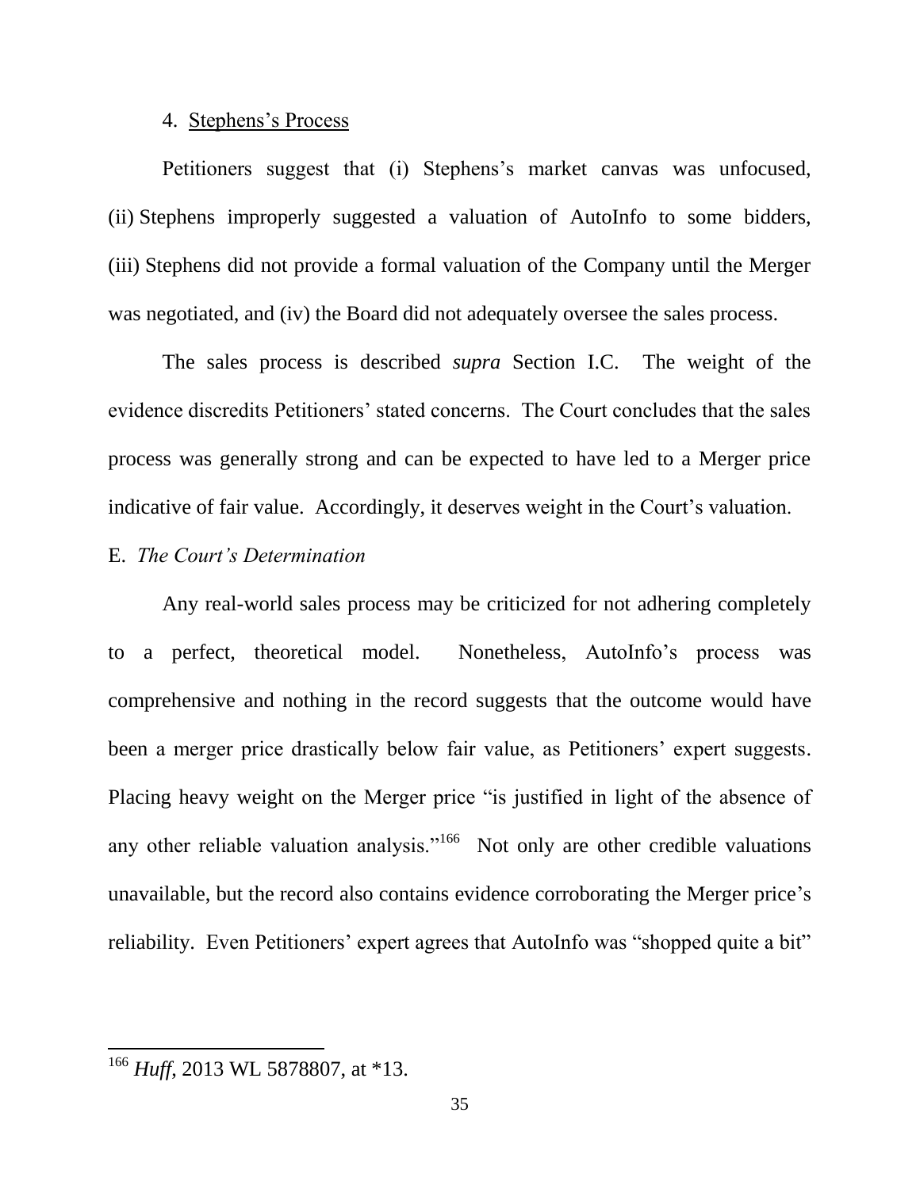4. Stephens's Process

Petitioners suggest that (i) Stephens's market canvas was unfocused, (ii) Stephens improperly suggested a valuation of AutoInfo to some bidders, (iii) Stephens did not provide a formal valuation of the Company until the Merger was negotiated, and (iv) the Board did not adequately oversee the sales process.

The sales process is described *supra* Section I.C. The weight of the evidence discredits Petitioners' stated concerns. The Court concludes that the sales process was generally strong and can be expected to have led to a Merger price indicative of fair value. Accordingly, it deserves weight in the Court's valuation.

E. *The Court's Determination*

Any real-world sales process may be criticized for not adhering completely to a perfect, theoretical model. Nonetheless, AutoInfo's process was comprehensive and nothing in the record suggests that the outcome would have been a merger price drastically below fair value, as Petitioners' expert suggests. Placing heavy weight on the Merger price "is justified in light of the absence of any other reliable valuation analysis."[166] Not only are other credible valuations unavailable, but the record also contains evidence corroborating the Merger price's reliability. Even Petitioners' expert agrees that AutoInfo was "shopped quite a bit"

---

[166] *Huff*, 2013 WL 5878807, at *13.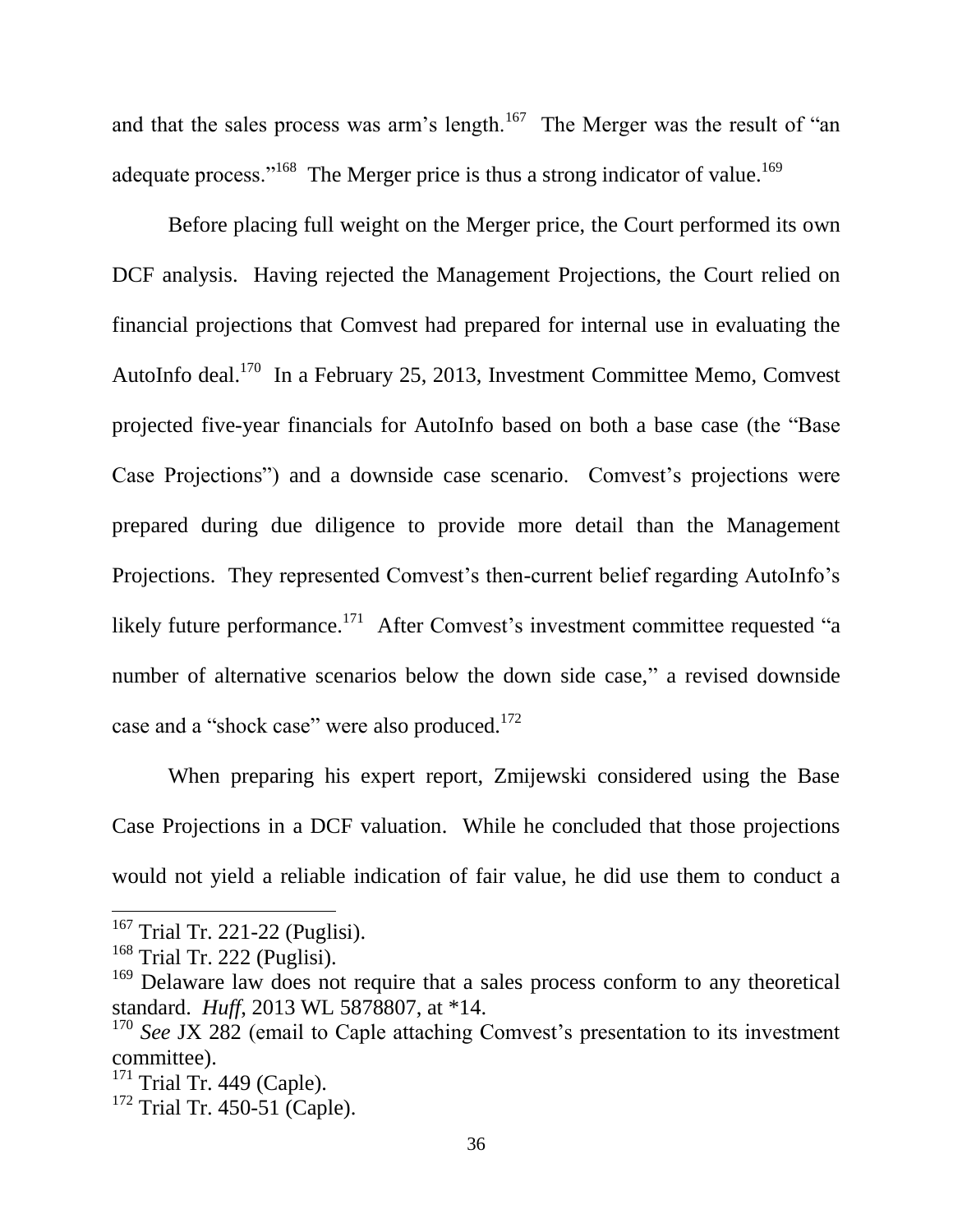and that the sales process was arm's length.[167] The Merger was the result of "an adequate process."[168] The Merger price is thus a strong indicator of value.[169]

Before placing full weight on the Merger price, the Court performed its own DCF analysis. Having rejected the Management Projections, the Court relied on financial projections that Comvest had prepared for internal use in evaluating the AutoInfo deal.[170] In a February 25, 2013, Investment Committee Memo, Comvest projected five-year financials for AutoInfo based on both a base case (the "Base Case Projections") and a downside case scenario. Comvest's projections were prepared during due diligence to provide more detail than the Management Projections. They represented Comvest's then-current belief regarding AutoInfo's likely future performance.[171] After Comvest's investment committee requested "a number of alternative scenarios below the down side case," a revised downside case and a "shock case" were also produced.[172]

When preparing his expert report, Zmijewski considered using the Base Case Projections in a DCF valuation. While he concluded that those projections would not yield a reliable indication of fair value, he did use them to conduct a

---

[167] Trial Tr. 221-22 (Puglisi).

[168] Trial Tr. 222 (Puglisi).

[169] Delaware law does not require that a sales process conform to any theoretical standard. *Huff*, 2013 WL 5878807, at *14.

[170] *See* JX 282 (email to Caple attaching Comvest's presentation to its investment committee).

[171] Trial Tr. 449 (Caple).

[172] Trial Tr. 450-51 (Caple).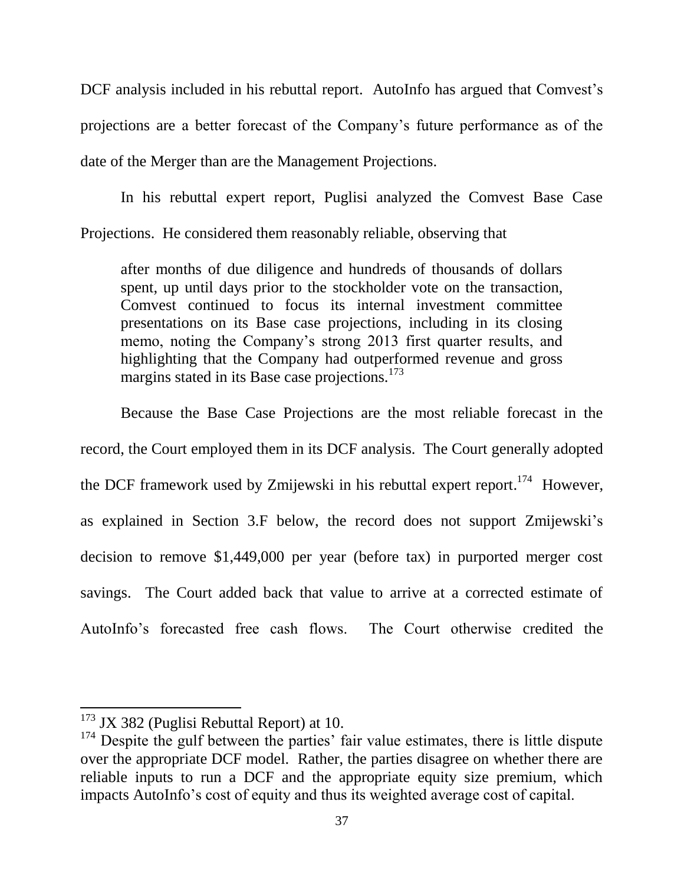DCF analysis included in his rebuttal report. AutoInfo has argued that Comvest's projections are a better forecast of the Company's future performance as of the date of the Merger than are the Management Projections.

In his rebuttal expert report, Puglisi analyzed the Comvest Base Case Projections. He considered them reasonably reliable, observing that

> after months of due diligence and hundreds of thousands of dollars spent, up until days prior to the stockholder vote on the transaction, Comvest continued to focus its internal investment committee presentations on its Base case projections, including in its closing memo, noting the Company's strong 2013 first quarter results, and highlighting that the Company had outperformed revenue and gross margins stated in its Base case projections.[173]

Because the Base Case Projections are the most reliable forecast in the record, the Court employed them in its DCF analysis. The Court generally adopted the DCF framework used by Zmijewski in his rebuttal expert report.[174] However, as explained in Section 3.F below, the record does not support Zmijewski's decision to remove $1,449,000 per year (before tax) in purported merger cost savings. The Court added back that value to arrive at a corrected estimate of AutoInfo's forecasted free cash flows. The Court otherwise credited the

---

[173] JX 382 (Puglisi Rebuttal Report) at 10.

[174] Despite the gulf between the parties' fair value estimates, there is little dispute over the appropriate DCF model. Rather, the parties disagree on whether there are reliable inputs to run a DCF and the appropriate equity size premium, which impacts AutoInfo's cost of equity and thus its weighted average cost of capital.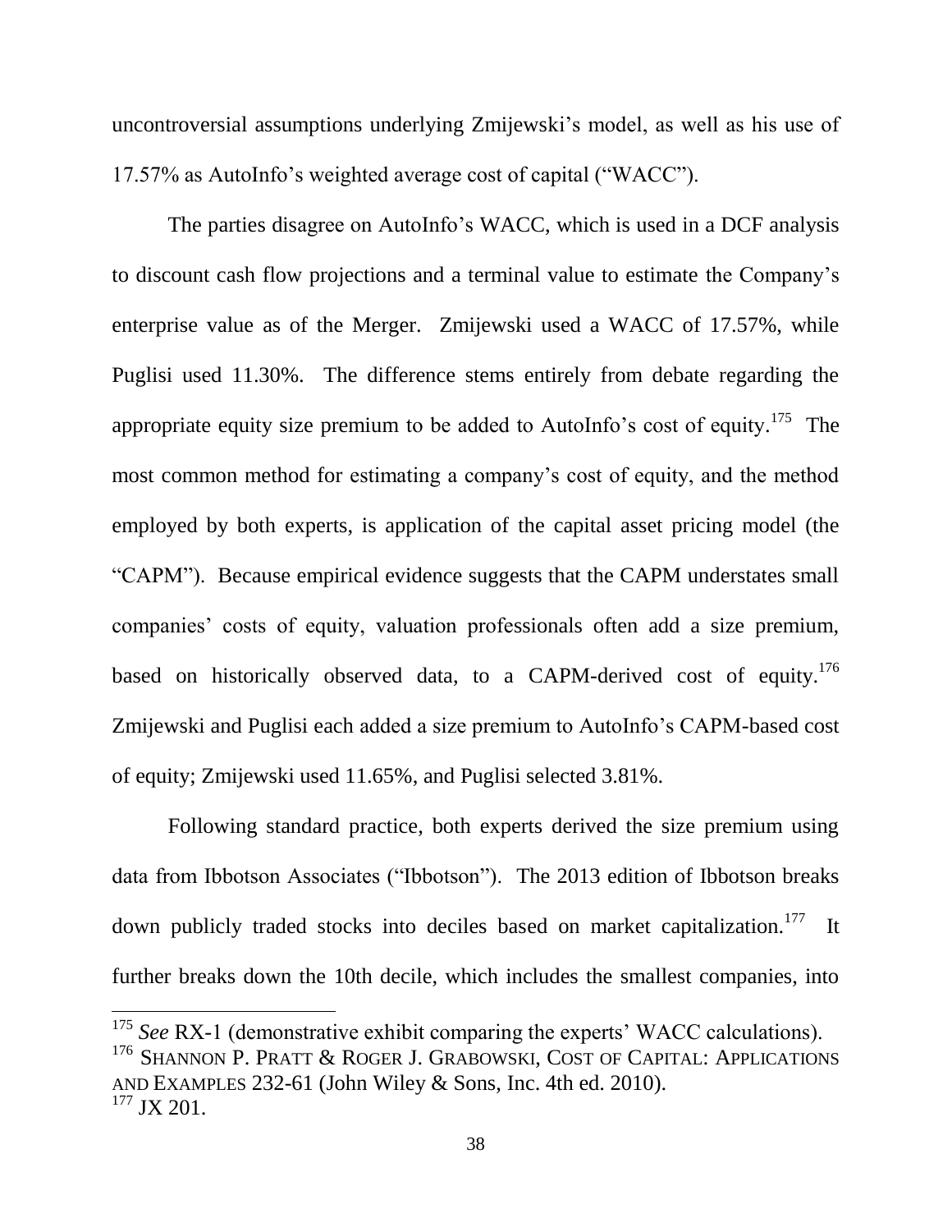uncontroversial assumptions underlying Zmijewski's model, as well as his use of 17.57% as AutoInfo's weighted average cost of capital ("WACC").

The parties disagree on AutoInfo's WACC, which is used in a DCF analysis to discount cash flow projections and a terminal value to estimate the Company's enterprise value as of the Merger. Zmijewski used a WACC of 17.57%, while Puglisi used 11.30%. The difference stems entirely from debate regarding the appropriate equity size premium to be added to AutoInfo's cost of equity.[175] The most common method for estimating a company's cost of equity, and the method employed by both experts, is application of the capital asset pricing model (the "CAPM"). Because empirical evidence suggests that the CAPM understates small companies' costs of equity, valuation professionals often add a size premium, based on historically observed data, to a CAPM-derived cost of equity.[176] Zmijewski and Puglisi each added a size premium to AutoInfo's CAPM-based cost of equity; Zmijewski used 11.65%, and Puglisi selected 3.81%.

Following standard practice, both experts derived the size premium using data from Ibbotson Associates ("Ibbotson"). The 2013 edition of Ibbotson breaks down publicly traded stocks into deciles based on market capitalization.[177] It further breaks down the 10th decile, which includes the smallest companies, into

---

[175] *See* RX-1 (demonstrative exhibit comparing the experts' WACC calculations).

[176] SHANNON P. PRATT & ROGER J. GRABOWSKI, COST OF CAPITAL: APPLICATIONS AND EXAMPLES 232-61 (John Wiley & Sons, Inc. 4th ed. 2010).

[177] JX 201.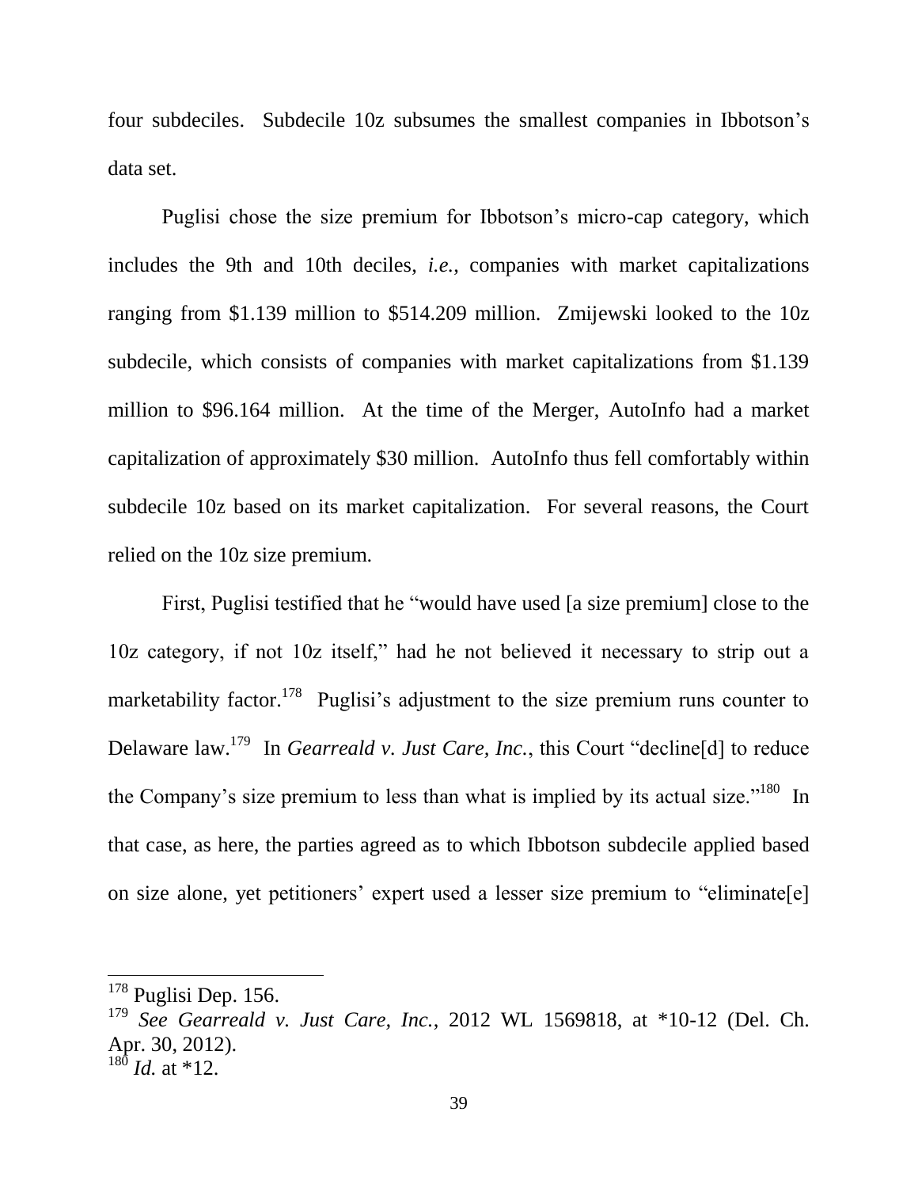four subdeciles. Subdecile 10z subsumes the smallest companies in Ibbotson's data set.

Puglisi chose the size premium for Ibbotson's micro-cap category, which includes the 9th and 10th deciles, *i.e.*, companies with market capitalizations ranging from \$1.139 million to \$514.209 million. Zmijewski looked to the 10z subdecile, which consists of companies with market capitalizations from \$1.139 million to \$96.164 million. At the time of the Merger, AutoInfo had a market capitalization of approximately \$30 million. AutoInfo thus fell comfortably within subdecile 10z based on its market capitalization. For several reasons, the Court relied on the 10z size premium.

First, Puglisi testified that he "would have used [a size premium] close to the 10z category, if not 10z itself," had he not believed it necessary to strip out a marketability factor.[178] Puglisi's adjustment to the size premium runs counter to Delaware law.[179] In *Gearreald v. Just Care, Inc.*, this Court "decline[d] to reduce the Company's size premium to less than what is implied by its actual size."[180] In that case, as here, the parties agreed as to which Ibbotson subdecile applied based on size alone, yet petitioners' expert used a lesser size premium to "eliminate[e]

---

[178] Puglisi Dep. 156.

[179] *See Gearreald v. Just Care, Inc.*, 2012 WL 1569818, at *10-12 (Del. Ch. Apr. 30, 2012).

[180] *Id.* at *12.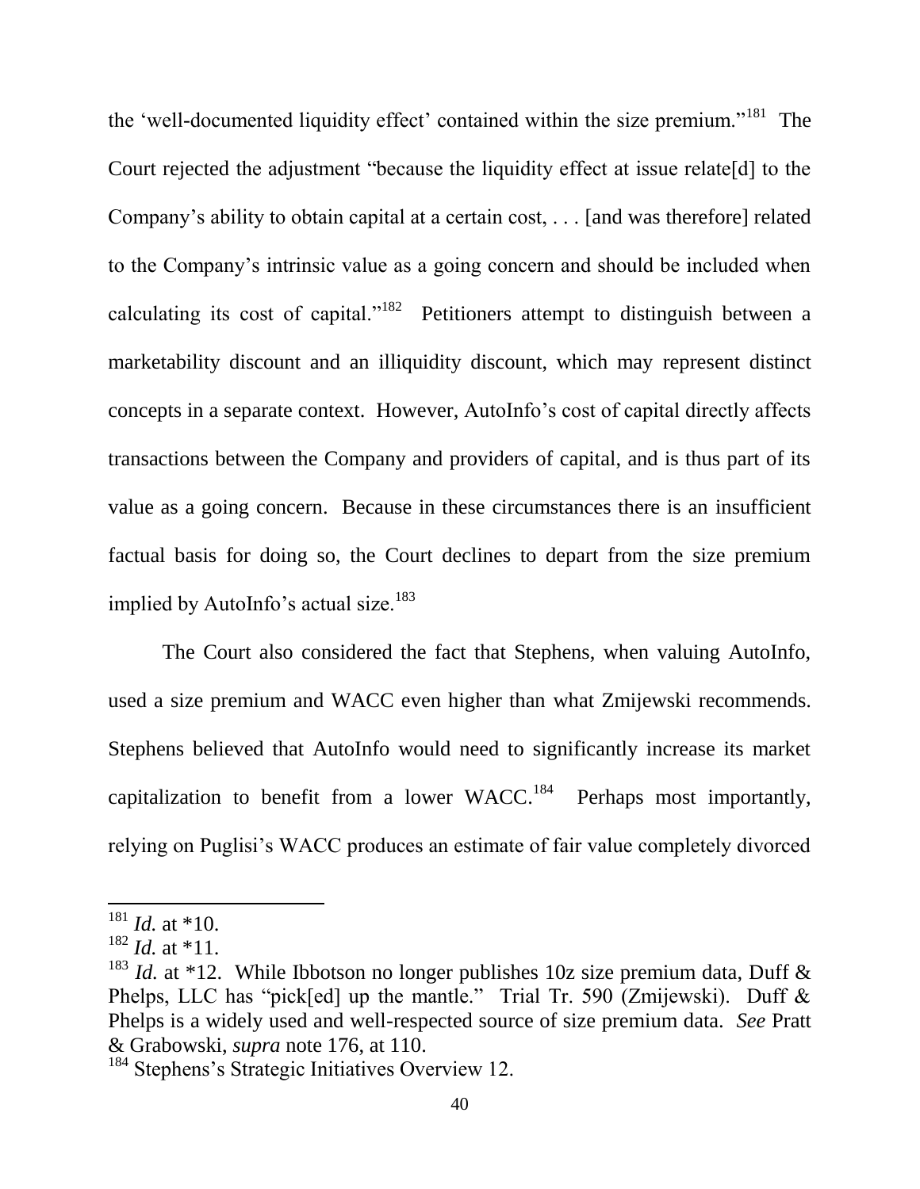the 'well-documented liquidity effect' contained within the size premium."[181] The Court rejected the adjustment "because the liquidity effect at issue relate[d] to the Company's ability to obtain capital at a certain cost, . . . [and was therefore] related to the Company's intrinsic value as a going concern and should be included when calculating its cost of capital."[182] Petitioners attempt to distinguish between a marketability discount and an illiquidity discount, which may represent distinct concepts in a separate context. However, AutoInfo's cost of capital directly affects transactions between the Company and providers of capital, and is thus part of its value as a going concern. Because in these circumstances there is an insufficient factual basis for doing so, the Court declines to depart from the size premium implied by AutoInfo's actual size.[183]

The Court also considered the fact that Stephens, when valuing AutoInfo, used a size premium and WACC even higher than what Zmijewski recommends. Stephens believed that AutoInfo would need to significantly increase its market capitalization to benefit from a lower WACC.[184] Perhaps most importantly, relying on Puglisi's WACC produces an estimate of fair value completely divorced

---

[181] *Id.* at *10.

[182] *Id.* at *11.

[183] *Id.* at *12. While Ibbotson no longer publishes 10z size premium data, Duff & Phelps, LLC has "pick[ed] up the mantle." Trial Tr. 590 (Zmijewski). Duff & Phelps is a widely used and well-respected source of size premium data. *See* Pratt & Grabowski, *supra* note 176, at 110.

[184] Stephens's Strategic Initiatives Overview 12.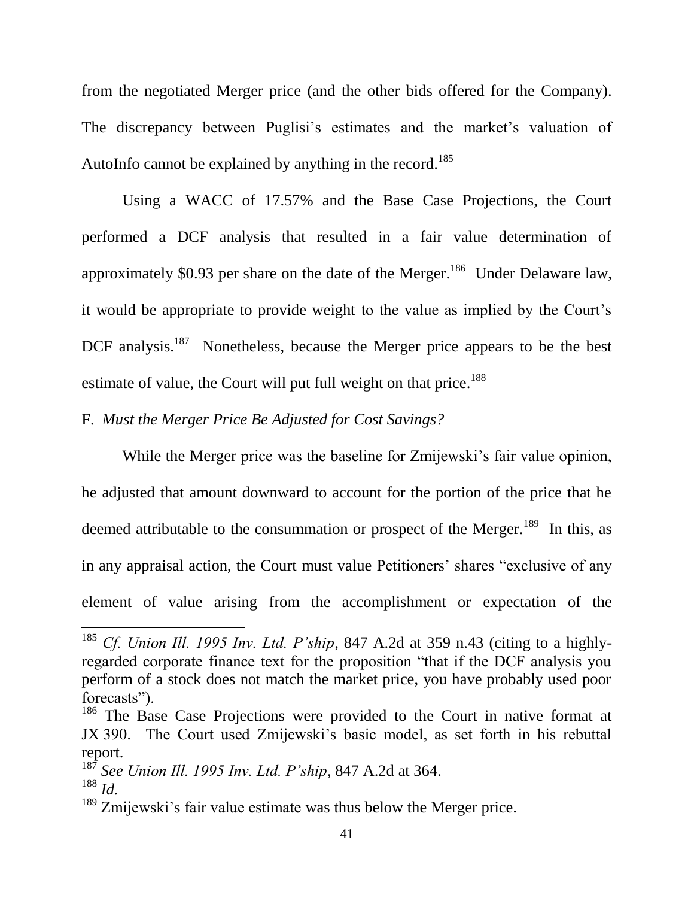from the negotiated Merger price (and the other bids offered for the Company). The discrepancy between Puglisi's estimates and the market's valuation of AutoInfo cannot be explained by anything in the record.[185]

Using a WACC of 17.57% and the Base Case Projections, the Court performed a DCF analysis that resulted in a fair value determination of approximately \$0.93 per share on the date of the Merger.[186] Under Delaware law, it would be appropriate to provide weight to the value as implied by the Court's DCF analysis.[187] Nonetheless, because the Merger price appears to be the best estimate of value, the Court will put full weight on that price.[188]

F. *Must the Merger Price Be Adjusted for Cost Savings?*

While the Merger price was the baseline for Zmijewski's fair value opinion, he adjusted that amount downward to account for the portion of the price that he deemed attributable to the consummation or prospect of the Merger.[189] In this, as in any appraisal action, the Court must value Petitioners' shares "exclusive of any element of value arising from the accomplishment or expectation of the

---

[185] *Cf. Union Ill. 1995 Inv. Ltd. P'ship*, 847 A.2d at 359 n.43 (citing to a highly-regarded corporate finance text for the proposition "that if the DCF analysis you perform of a stock does not match the market price, you have probably used poor forecasts").

[186] The Base Case Projections were provided to the Court in native format at JX 390. The Court used Zmijewski's basic model, as set forth in his rebuttal report.

[187] *See Union Ill. 1995 Inv. Ltd. P'ship*, 847 A.2d at 364.

[188] *Id.*

[189] Zmijewski's fair value estimate was thus below the Merger price.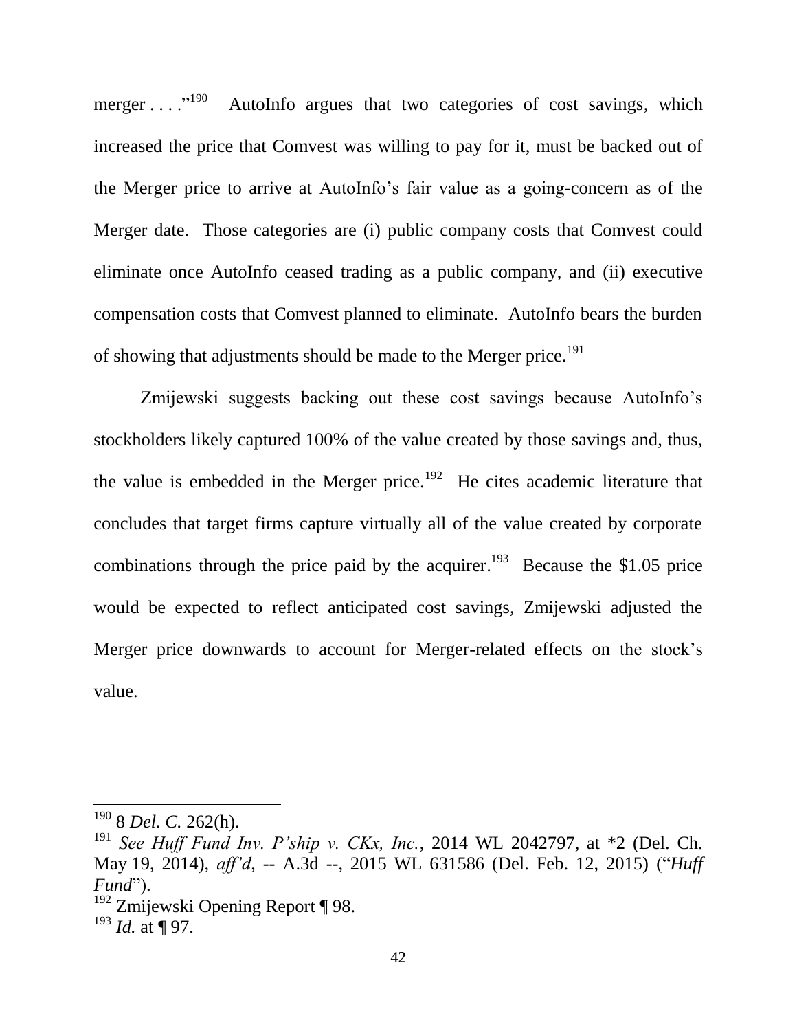merger . . . ."[190] AutoInfo argues that two categories of cost savings, which increased the price that Comvest was willing to pay for it, must be backed out of the Merger price to arrive at AutoInfo's fair value as a going-concern as of the Merger date. Those categories are (i) public company costs that Comvest could eliminate once AutoInfo ceased trading as a public company, and (ii) executive compensation costs that Comvest planned to eliminate. AutoInfo bears the burden of showing that adjustments should be made to the Merger price.[191]

Zmijewski suggests backing out these cost savings because AutoInfo's stockholders likely captured 100% of the value created by those savings and, thus, the value is embedded in the Merger price.[192] He cites academic literature that concludes that target firms capture virtually all of the value created by corporate combinations through the price paid by the acquirer.[193] Because the $1.05 price would be expected to reflect anticipated cost savings, Zmijewski adjusted the Merger price downwards to account for Merger-related effects on the stock's value.

---

[190] 8 *Del. C.* 262(h).

[191] *See Huff Fund Inv. P'ship v. CKx, Inc.*, 2014 WL 2042797, at *2 (Del. Ch. May 19, 2014), *aff'd*, -- A.3d --, 2015 WL 631586 (Del. Feb. 12, 2015) ("*Huff Fund*").

[192] Zmijewski Opening Report ¶ 98.

[193] *Id.* at ¶ 97.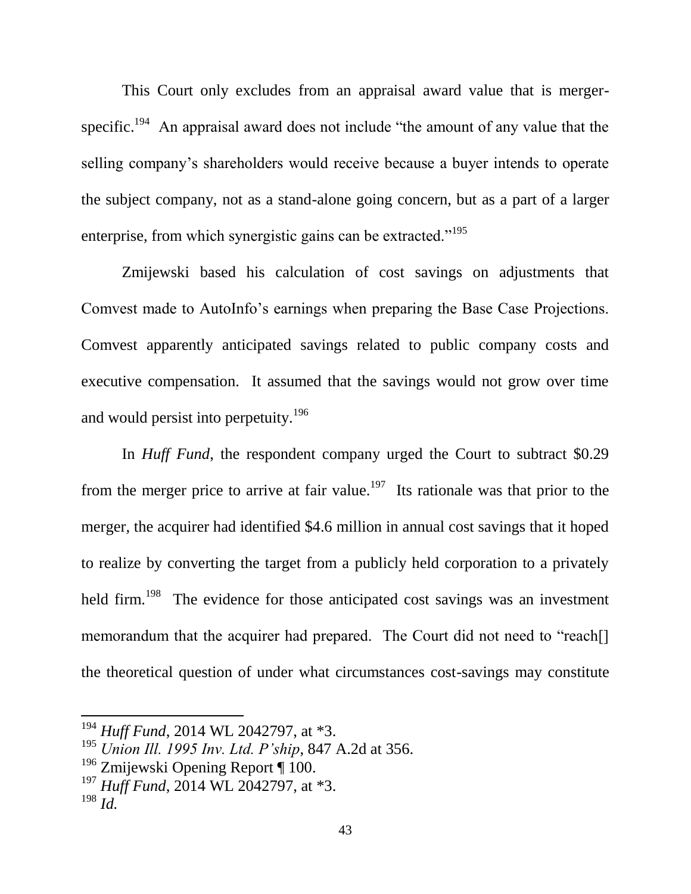This Court only excludes from an appraisal award value that is merger-specific.[194] An appraisal award does not include "the amount of any value that the selling company's shareholders would receive because a buyer intends to operate the subject company, not as a stand-alone going concern, but as a part of a larger enterprise, from which synergistic gains can be extracted."[195]

Zmijewski based his calculation of cost savings on adjustments that Comvest made to AutoInfo's earnings when preparing the Base Case Projections. Comvest apparently anticipated savings related to public company costs and executive compensation. It assumed that the savings would not grow over time and would persist into perpetuity.[196]

In *Huff Fund*, the respondent company urged the Court to subtract $0.29 from the merger price to arrive at fair value.[197] Its rationale was that prior to the merger, the acquirer had identified $4.6 million in annual cost savings that it hoped to realize by converting the target from a publicly held corporation to a privately held firm.[198] The evidence for those anticipated cost savings was an investment memorandum that the acquirer had prepared. The Court did not need to "reach[] the theoretical question of under what circumstances cost-savings may constitute

---

[194] *Huff Fund*, 2014 WL 2042797, at *3.

[195] *Union Ill. 1995 Inv. Ltd. P'ship*, 847 A.2d at 356.

[196] Zmijewski Opening Report ¶ 100.

[197] *Huff Fund*, 2014 WL 2042797, at *3.

[198] *Id.*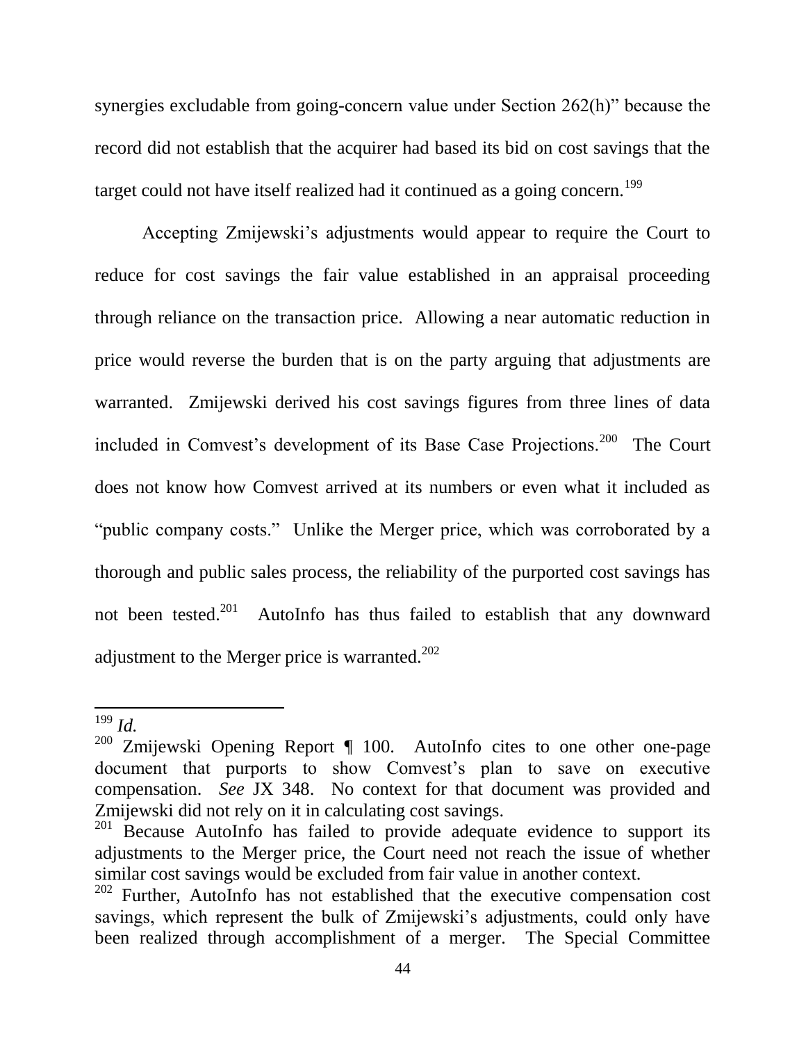synergies excludable from going-concern value under Section 262(h)" because the record did not establish that the acquirer had based its bid on cost savings that the target could not have itself realized had it continued as a going concern.[199]

Accepting Zmijewski's adjustments would appear to require the Court to reduce for cost savings the fair value established in an appraisal proceeding through reliance on the transaction price. Allowing a near automatic reduction in price would reverse the burden that is on the party arguing that adjustments are warranted. Zmijewski derived his cost savings figures from three lines of data included in Comvest's development of its Base Case Projections.[200] The Court does not know how Comvest arrived at its numbers or even what it included as "public company costs." Unlike the Merger price, which was corroborated by a thorough and public sales process, the reliability of the purported cost savings has not been tested.[201] AutoInfo has thus failed to establish that any downward adjustment to the Merger price is warranted.[202]

---

[199] *Id.*

[200] Zmijewski Opening Report ¶ 100. AutoInfo cites to one other one-page document that purports to show Comvest's plan to save on executive compensation. *See* JX 348. No context for that document was provided and Zmijewski did not rely on it in calculating cost savings.

[201] Because AutoInfo has failed to provide adequate evidence to support its adjustments to the Merger price, the Court need not reach the issue of whether similar cost savings would be excluded from fair value in another context.

[202] Further, AutoInfo has not established that the executive compensation cost savings, which represent the bulk of Zmijewski's adjustments, could only have been realized through accomplishment of a merger. The Special Committee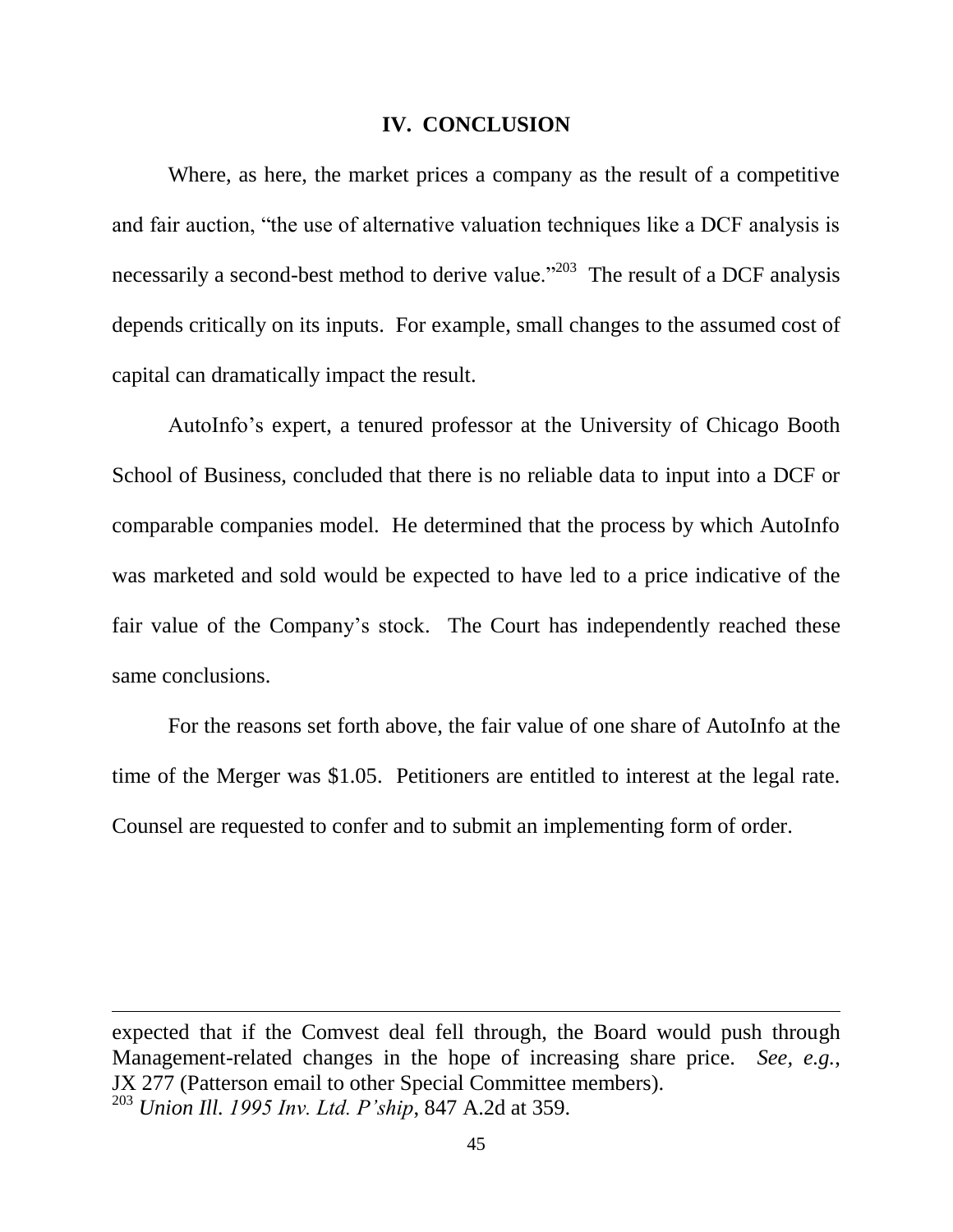## IV. CONCLUSION

Where, as here, the market prices a company as the result of a competitive and fair auction, "the use of alternative valuation techniques like a DCF analysis is necessarily a second-best method to derive value."[203] The result of a DCF analysis depends critically on its inputs. For example, small changes to the assumed cost of capital can dramatically impact the result.

AutoInfo's expert, a tenured professor at the University of Chicago Booth School of Business, concluded that there is no reliable data to input into a DCF or comparable companies model. He determined that the process by which AutoInfo was marketed and sold would be expected to have led to a price indicative of the fair value of the Company's stock. The Court has independently reached these same conclusions.

For the reasons set forth above, the fair value of one share of AutoInfo at the time of the Merger was $1.05. Petitioners are entitled to interest at the legal rate. Counsel are requested to confer and to submit an implementing form of order.

---

expected that if the Comvest deal fell through, the Board would push through Management-related changes in the hope of increasing share price. *See, e.g.*, JX 277 (Patterson email to other Special Committee members).

[203] *Union Ill. 1995 Inv. Ltd. P'ship*, 847 A.2d at 359.